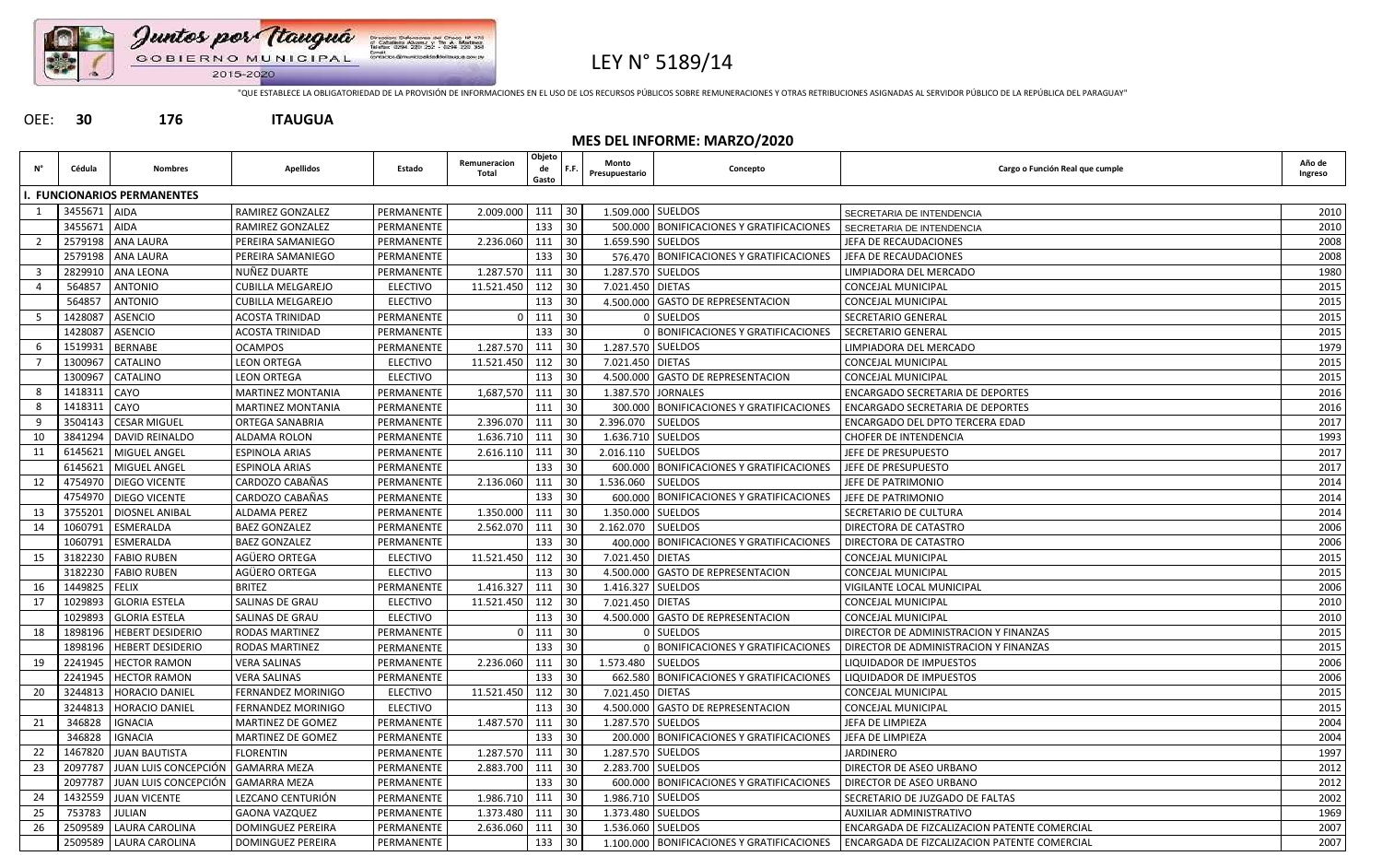Juntos por Itauguá
GOBIERNO MUNICIPAL
2015-2020

# LEY N° 5189/14

"QUE ESTABLECE LA OBLIGATORIEDAD DE LA PROVISIÓN DE INFORMACIONES EN EL USO DE LOS RECURSOS PÚBLICOS SOBRE REMUNERACIONES Y OTRAS RETRIBUCIONES ASIGNADAS AL SERVIDOR PÚBLICO DE LA REPÚBLICA DEL PARAGUAY"

OEE: **30** **176** **ITAUGUA**

## MES DEL INFORME: MARZO/2020

| N° | Cédula | Nombres | Apellidos | Estado | Remuneracion Total | Objeto de Gasto | F.F. | Monto Presupuestario | Concepto | Cargo o Función Real que cumple | Año de Ingreso |
|---|---|---|---|---|---|---|---|---|---|---|---|
| **I. FUNCIONARIOS PERMANENTES** | | | | | | | | | | | |
| 1 | 3455671 | AIDA | RAMIREZ GONZALEZ | PERMANENTE | 2.009.000 | 111 | 30 | 1.509.000 | SUELDOS | SECRETARIA DE INTENDENCIA | 2010 |
| | 3455671 | AIDA | RAMIREZ GONZALEZ | PERMANENTE | | 133 | 30 | 500.000 | BONIFICACIONES Y GRATIFICACIONES | SECRETARIA DE INTENDENCIA | 2010 |
| 2 | 2579198 | ANA LAURA | PEREIRA SAMANIEGO | PERMANENTE | 2.236.060 | 111 | 30 | 1.659.590 | SUELDOS | JEFA DE RECAUDACIONES | 2008 |
| | 2579198 | ANA LAURA | PEREIRA SAMANIEGO | PERMANENTE | | 133 | 30 | 576.470 | BONIFICACIONES Y GRATIFICACIONES | JEFA DE RECAUDACIONES | 2008 |
| 3 | 2829910 | ANA LEONA | NUÑEZ DUARTE | PERMANENTE | 1.287.570 | 111 | 30 | 1.287.570 | SUELDOS | LIMPIADORA DEL MERCADO | 1980 |
| 4 | 564857 | ANTONIO | CUBILLA MELGAREJO | ELECTIVO | 11.521.450 | 112 | 30 | 7.021.450 | DIETAS | CONCEJAL MUNICIPAL | 2015 |
| | 564857 | ANTONIO | CUBILLA MELGAREJO | ELECTIVO | | 113 | 30 | 4.500.000 | GASTO DE REPRESENTACION | CONCEJAL MUNICIPAL | 2015 |
| 5 | 1428087 | ASENCIO | ACOSTA TRINIDAD | PERMANENTE | 0 | 111 | 30 | 0 | SUELDOS | SECRETARIO GENERAL | 2015 |
| | 1428087 | ASENCIO | ACOSTA TRINIDAD | PERMANENTE | | 133 | 30 | 0 | BONIFICACIONES Y GRATIFICACIONES | SECRETARIO GENERAL | 2015 |
| 6 | 1519931 | BERNABE | OCAMPOS | PERMANENTE | 1.287.570 | 111 | 30 | 1.287.570 | SUELDOS | LIMPIADORA DEL MERCADO | 1979 |
| 7 | 1300967 | CATALINO | LEON ORTEGA | ELECTIVO | 11.521.450 | 112 | 30 | 7.021.450 | DIETAS | CONCEJAL MUNICIPAL | 2015 |
| | 1300967 | CATALINO | LEON ORTEGA | ELECTIVO | | 113 | 30 | 4.500.000 | GASTO DE REPRESENTACION | CONCEJAL MUNICIPAL | 2015 |
| 8 | 1418311 | CAYO | MARTINEZ MONTANIA | PERMANENTE | 1,687,570 | 111 | 30 | 1.387.570 | JORNALES | ENCARGADO SECRETARIA DE DEPORTES | 2016 |
| 8 | 1418311 | CAYO | MARTINEZ MONTANIA | PERMANENTE | | 111 | 30 | 300.000 | BONIFICACIONES Y GRATIFICACIONES | ENCARGADO SECRETARIA DE DEPORTES | 2016 |
| 9 | 3504143 | CESAR MIGUEL | ORTEGA SANABRIA | PERMANENTE | 2.396.070 | 111 | 30 | 2.396.070 | SUELDOS | ENCARGADO DEL DPTO TERCERA EDAD | 2017 |
| 10 | 3841294 | DAVID REINALDO | ALDAMA ROLON | PERMANENTE | 1.636.710 | 111 | 30 | 1.636.710 | SUELDOS | CHOFER DE INTENDENCIA | 1993 |
| 11 | 6145621 | MIGUEL ANGEL | ESPINOLA ARIAS | PERMANENTE | 2.616.110 | 111 | 30 | 2.016.110 | SUELDOS | JEFE DE PRESUPUESTO | 2017 |
| | 6145621 | MIGUEL ANGEL | ESPINOLA ARIAS | PERMANENTE | | 133 | 30 | 600.000 | BONIFICACIONES Y GRATIFICACIONES | JEFE DE PRESUPUESTO | 2017 |
| 12 | 4754970 | DIEGO VICENTE | CARDOZO CABAÑAS | PERMANENTE | 2.136.060 | 111 | 30 | 1.536.060 | SUELDOS | JEFE DE PATRIMONIO | 2014 |
| | 4754970 | DIEGO VICENTE | CARDOZO CABAÑAS | PERMANENTE | | 133 | 30 | 600.000 | BONIFICACIONES Y GRATIFICACIONES | JEFE DE PATRIMONIO | 2014 |
| 13 | 3755201 | DIOSNEL ANIBAL | ALDAMA PEREZ | PERMANENTE | 1.350.000 | 111 | 30 | 1.350.000 | SUELDOS | SECRETARIO DE CULTURA | 2014 |
| 14 | 1060791 | ESMERALDA | BAEZ GONZALEZ | PERMANENTE | 2.562.070 | 111 | 30 | 2.162.070 | SUELDOS | DIRECTORA DE CATASTRO | 2006 |
| | 1060791 | ESMERALDA | BAEZ GONZALEZ | PERMANENTE | | 133 | 30 | 400.000 | BONIFICACIONES Y GRATIFICACIONES | DIRECTORA DE CATASTRO | 2006 |
| 15 | 3182230 | FABIO RUBEN | AGÜERO ORTEGA | ELECTIVO | 11.521.450 | 112 | 30 | 7.021.450 | DIETAS | CONCEJAL MUNICIPAL | 2015 |
| | 3182230 | FABIO RUBEN | AGÜERO ORTEGA | ELECTIVO | | 113 | 30 | 4.500.000 | GASTO DE REPRESENTACION | CONCEJAL MUNICIPAL | 2015 |
| 16 | 1449825 | FELIX | BRITEZ | PERMANENTE | 1.416.327 | 111 | 30 | 1.416.327 | SUELDOS | VIGILANTE LOCAL MUNICIPAL | 2006 |
| 17 | 1029893 | GLORIA ESTELA | SALINAS DE GRAU | ELECTIVO | 11.521.450 | 112 | 30 | 7.021.450 | DIETAS | CONCEJAL MUNICIPAL | 2010 |
| | 1029893 | GLORIA ESTELA | SALINAS DE GRAU | ELECTIVO | | 113 | 30 | 4.500.000 | GASTO DE REPRESENTACION | CONCEJAL MUNICIPAL | 2010 |
| 18 | 1898196 | HEBERT DESIDERIO | RODAS MARTINEZ | PERMANENTE | 0 | 111 | 30 | 0 | SUELDOS | DIRECTOR DE ADMINISTRACION Y FINANZAS | 2015 |
| | 1898196 | HEBERT DESIDERIO | RODAS MARTINEZ | PERMANENTE | | 133 | 30 | 0 | BONIFICACIONES Y GRATIFICACIONES | DIRECTOR DE ADMINISTRACION Y FINANZAS | 2015 |
| 19 | 2241945 | HECTOR RAMON | VERA SALINAS | PERMANENTE | 2.236.060 | 111 | 30 | 1.573.480 | SUELDOS | LIQUIDADOR DE IMPUESTOS | 2006 |
| | 2241945 | HECTOR RAMON | VERA SALINAS | PERMANENTE | | 133 | 30 | 662.580 | BONIFICACIONES Y GRATIFICACIONES | LIQUIDADOR DE IMPUESTOS | 2006 |
| 20 | 3244813 | HORACIO DANIEL | FERNANDEZ MORINIGO | ELECTIVO | 11.521.450 | 112 | 30 | 7.021.450 | DIETAS | CONCEJAL MUNICIPAL | 2015 |
| | 3244813 | HORACIO DANIEL | FERNANDEZ MORINIGO | ELECTIVO | | 113 | 30 | 4.500.000 | GASTO DE REPRESENTACION | CONCEJAL MUNICIPAL | 2015 |
| 21 | 346828 | IGNACIA | MARTINEZ DE GOMEZ | PERMANENTE | 1.487.570 | 111 | 30 | 1.287.570 | SUELDOS | JEFA DE LIMPIEZA | 2004 |
| | 346828 | IGNACIA | MARTINEZ DE GOMEZ | PERMANENTE | | 133 | 30 | 200.000 | BONIFICACIONES Y GRATIFICACIONES | JEFA DE LIMPIEZA | 2004 |
| 22 | 1467820 | JUAN BAUTISTA | FLORENTIN | PERMANENTE | 1.287.570 | 111 | 30 | 1.287.570 | SUELDOS | JARDINERO | 1997 |
| 23 | 2097787 | JUAN LUIS CONCEPCIÓN | GAMARRA MEZA | PERMANENTE | 2.883.700 | 111 | 30 | 2.283.700 | SUELDOS | DIRECTOR DE ASEO URBANO | 2012 |
| | 2097787 | JUAN LUIS CONCEPCIÓN | GAMARRA MEZA | PERMANENTE | | 133 | 30 | 600.000 | BONIFICACIONES Y GRATIFICACIONES | DIRECTOR DE ASEO URBANO | 2012 |
| 24 | 1432559 | JUAN VICENTE | LEZCANO CENTURIÓN | PERMANENTE | 1.986.710 | 111 | 30 | 1.986.710 | SUELDOS | SECRETARIO DE JUZGADO DE FALTAS | 2002 |
| 25 | 753783 | JULIAN | GAONA VAZQUEZ | PERMANENTE | 1.373.480 | 111 | 30 | 1.373.480 | SUELDOS | AUXILIAR ADMINISTRATIVO | 1969 |
| 26 | 2509589 | LAURA CAROLINA | DOMINGUEZ PEREIRA | PERMANENTE | 2.636.060 | 111 | 30 | 1.536.060 | SUELDOS | ENCARGADA DE FIZCALIZACION PATENTE COMERCIAL | 2007 |
| | 2509589 | LAURA CAROLINA | DOMINGUEZ PEREIRA | PERMANENTE | | 133 | 30 | 1.100.000 | BONIFICACIONES Y GRATIFICACIONES | ENCARGADA DE FIZCALIZACION PATENTE COMERCIAL | 2007 |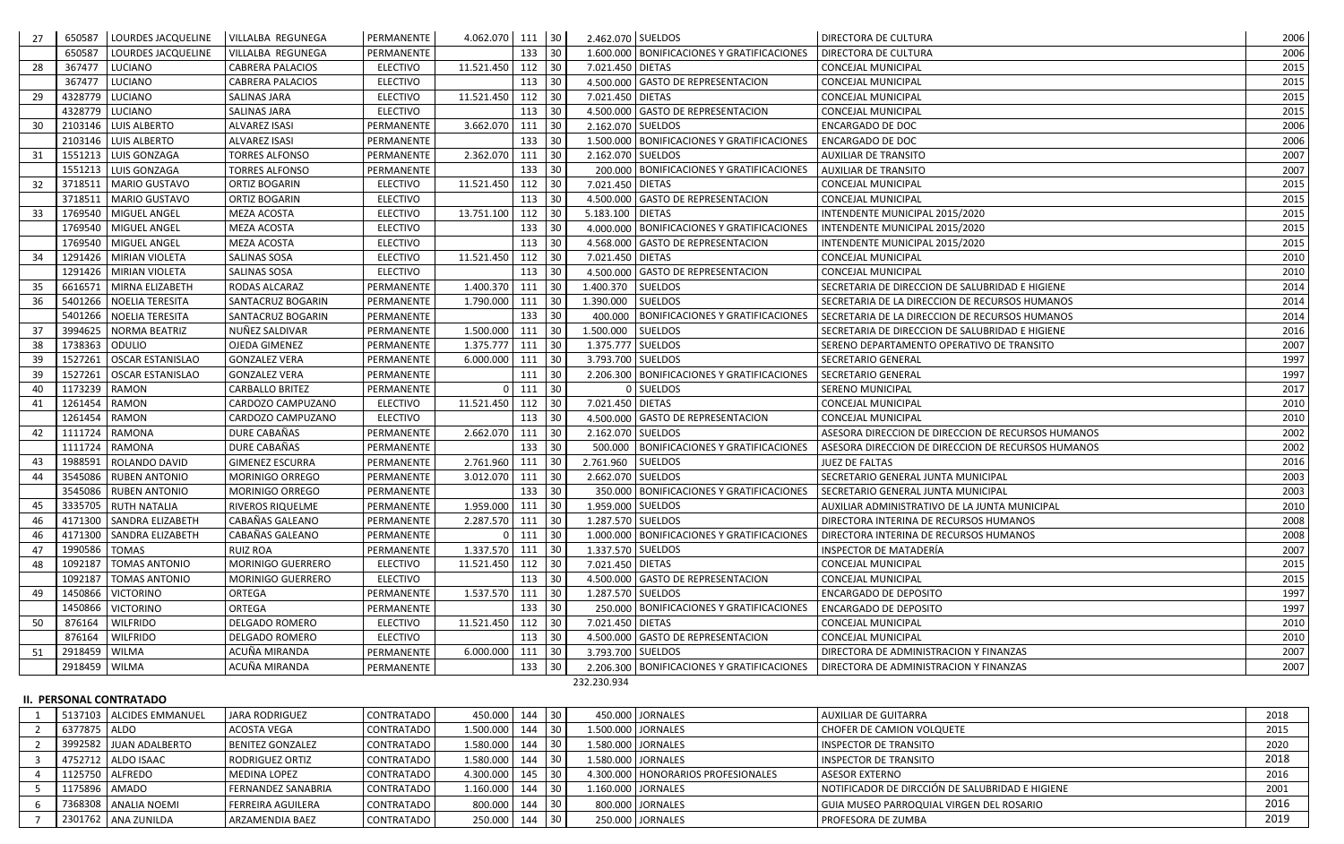| | | | | | | | | | | | |
|---|---|---|---|---|---|---|---|---|---|---|---|
| 27 | 650587 | LOURDES JACQUELINE | VILLALBA REGUNEGA | PERMANENTE | 4.062.070 | 111 | 30 | 2.462.070 | SUELDOS | DIRECTORA DE CULTURA | 2006 |
| | 650587 | LOURDES JACQUELINE | VILLALBA REGUNEGA | PERMANENTE | | 133 | 30 | 1.600.000 | BONIFICACIONES Y GRATIFICACIONES | DIRECTORA DE CULTURA | 2006 |
| 28 | 367477 | LUCIANO | CABRERA PALACIOS | ELECTIVO | 11.521.450 | 112 | 30 | 7.021.450 | DIETAS | CONCEJAL MUNICIPAL | 2015 |
| | 367477 | LUCIANO | CABRERA PALACIOS | ELECTIVO | | 113 | 30 | 4.500.000 | GASTO DE REPRESENTACION | CONCEJAL MUNICIPAL | 2015 |
| 29 | 4328779 | LUCIANO | SALINAS JARA | ELECTIVO | 11.521.450 | 112 | 30 | 7.021.450 | DIETAS | CONCEJAL MUNICIPAL | 2015 |
| | 4328779 | LUCIANO | SALINAS JARA | ELECTIVO | | 113 | 30 | 4.500.000 | GASTO DE REPRESENTACION | CONCEJAL MUNICIPAL | 2015 |
| 30 | 2103146 | LUIS ALBERTO | ALVAREZ ISASI | PERMANENTE | 3.662.070 | 111 | 30 | 2.162.070 | SUELDOS | ENCARGADO DE DOC | 2006 |
| | 2103146 | LUIS ALBERTO | ALVAREZ ISASI | PERMANENTE | | 133 | 30 | 1.500.000 | BONIFICACIONES Y GRATIFICACIONES | ENCARGADO DE DOC | 2006 |
| 31 | 1551213 | LUIS GONZAGA | TORRES ALFONSO | PERMANENTE | 2.362.070 | 111 | 30 | 2.162.070 | SUELDOS | AUXILIAR DE TRANSITO | 2007 |
| | 1551213 | LUIS GONZAGA | TORRES ALFONSO | PERMANENTE | | 133 | 30 | 200.000 | BONIFICACIONES Y GRATIFICACIONES | AUXILIAR DE TRANSITO | 2007 |
| 32 | 3718511 | MARIO GUSTAVO | ORTIZ BOGARIN | ELECTIVO | 11.521.450 | 112 | 30 | 7.021.450 | DIETAS | CONCEJAL MUNICIPAL | 2015 |
| | 3718511 | MARIO GUSTAVO | ORTIZ BOGARIN | ELECTIVO | | 113 | 30 | 4.500.000 | GASTO DE REPRESENTACION | CONCEJAL MUNICIPAL | 2015 |
| 33 | 1769540 | MIGUEL ANGEL | MEZA ACOSTA | ELECTIVO | 13.751.100 | 112 | 30 | 5.183.100 | DIETAS | INTENDENTE MUNICIPAL 2015/2020 | 2015 |
| | 1769540 | MIGUEL ANGEL | MEZA ACOSTA | ELECTIVO | | 133 | 30 | 4.000.000 | BONIFICACIONES Y GRATIFICACIONES | INTENDENTE MUNICIPAL 2015/2020 | 2015 |
| | 1769540 | MIGUEL ANGEL | MEZA ACOSTA | ELECTIVO | | 113 | 30 | 4.568.000 | GASTO DE REPRESENTACION | INTENDENTE MUNICIPAL 2015/2020 | 2015 |
| 34 | 1291426 | MIRIAN VIOLETA | SALINAS SOSA | ELECTIVO | 11.521.450 | 112 | 30 | 7.021.450 | DIETAS | CONCEJAL MUNICIPAL | 2010 |
| | 1291426 | MIRIAN VIOLETA | SALINAS SOSA | ELECTIVO | | 113 | 30 | 4.500.000 | GASTO DE REPRESENTACION | CONCEJAL MUNICIPAL | 2010 |
| 35 | 6616571 | MIRNA ELIZABETH | RODAS ALCARAZ | PERMANENTE | 1.400.370 | 111 | 30 | 1.400.370 | SUELDOS | SECRETARIA DE DIRECCION DE SALUBRIDAD E HIGIENE | 2014 |
| 36 | 5401266 | NOELIA TERESITA | SANTACRUZ BOGARIN | PERMANENTE | 1.790.000 | 111 | 30 | 1.390.000 | SUELDOS | SECRETARIA DE LA DIRECCION DE RECURSOS HUMANOS | 2014 |
| | 5401266 | NOELIA TERESITA | SANTACRUZ BOGARIN | PERMANENTE | | 133 | 30 | 400.000 | BONIFICACIONES Y GRATIFICACIONES | SECRETARIA DE LA DIRECCION DE RECURSOS HUMANOS | 2014 |
| 37 | 3994625 | NORMA BEATRIZ | NUÑEZ SALDIVAR | PERMANENTE | 1.500.000 | 111 | 30 | 1.500.000 | SUELDOS | SECRETARIA DE DIRECCION DE SALUBRIDAD E HIGIENE | 2016 |
| 38 | 1738363 | ODULIO | OJEDA GIMENEZ | PERMANENTE | 1.375.777 | 111 | 30 | 1.375.777 | SUELDOS | SERENO DEPARTAMENTO OPERATIVO DE TRANSITO | 2007 |
| 39 | 1527261 | OSCAR ESTANISLAO | GONZALEZ VERA | PERMANENTE | 6.000.000 | 111 | 30 | 3.793.700 | SUELDOS | SECRETARIO GENERAL | 1997 |
| 39 | 1527261 | OSCAR ESTANISLAO | GONZALEZ VERA | PERMANENTE | | 111 | 30 | 2.206.300 | BONIFICACIONES Y GRATIFICACIONES | SECRETARIO GENERAL | 1997 |
| 40 | 1173239 | RAMON | CARBALLO BRITEZ | PERMANENTE | 0 | 111 | 30 | 0 | SUELDOS | SERENO MUNICIPAL | 2017 |
| 41 | 1261454 | RAMON | CARDOZO CAMPUZANO | ELECTIVO | 11.521.450 | 112 | 30 | 7.021.450 | DIETAS | CONCEJAL MUNICIPAL | 2010 |
| | 1261454 | RAMON | CARDOZO CAMPUZANO | ELECTIVO | | 113 | 30 | 4.500.000 | GASTO DE REPRESENTACION | CONCEJAL MUNICIPAL | 2010 |
| 42 | 1111724 | RAMONA | DURE CABAÑAS | PERMANENTE | 2.662.070 | 111 | 30 | 2.162.070 | SUELDOS | ASESORA DIRECCION DE DIRECCION DE RECURSOS HUMANOS | 2002 |
| | 1111724 | RAMONA | DURE CABAÑAS | PERMANENTE | | 133 | 30 | 500.000 | BONIFICACIONES Y GRATIFICACIONES | ASESORA DIRECCION DE DIRECCION DE RECURSOS HUMANOS | 2002 |
| 43 | 1988591 | ROLANDO DAVID | GIMENEZ ESCURRA | PERMANENTE | 2.761.960 | 111 | 30 | 2.761.960 | SUELDOS | JUEZ DE FALTAS | 2016 |
| 44 | 3545086 | RUBEN ANTONIO | MORINIGO ORREGO | PERMANENTE | 3.012.070 | 111 | 30 | 2.662.070 | SUELDOS | SECRETARIO GENERAL JUNTA MUNICIPAL | 2003 |
| | 3545086 | RUBEN ANTONIO | MORINIGO ORREGO | PERMANENTE | | 133 | 30 | 350.000 | BONIFICACIONES Y GRATIFICACIONES | SECRETARIO GENERAL JUNTA MUNICIPAL | 2003 |
| 45 | 3335705 | RUTH NATALIA | RIVEROS RIQUELME | PERMANENTE | 1.959.000 | 111 | 30 | 1.959.000 | SUELDOS | AUXILIAR ADMINISTRATIVO DE LA JUNTA MUNICIPAL | 2010 |
| 46 | 4171300 | SANDRA ELIZABETH | CABAÑAS GALEANO | PERMANENTE | 2.287.570 | 111 | 30 | 1.287.570 | SUELDOS | DIRECTORA INTERINA DE RECURSOS HUMANOS | 2008 |
| 46 | 4171300 | SANDRA ELIZABETH | CABAÑAS GALEANO | PERMANENTE | 0 | 111 | 30 | 1.000.000 | BONIFICACIONES Y GRATIFICACIONES | DIRECTORA INTERINA DE RECURSOS HUMANOS | 2008 |
| 47 | 1990586 | TOMAS | RUIZ ROA | PERMANENTE | 1.337.570 | 111 | 30 | 1.337.570 | SUELDOS | INSPECTOR DE MATADERÍA | 2007 |
| 48 | 1092187 | TOMAS ANTONIO | MORINIGO GUERRERO | ELECTIVO | 11.521.450 | 112 | 30 | 7.021.450 | DIETAS | CONCEJAL MUNICIPAL | 2015 |
| | 1092187 | TOMAS ANTONIO | MORINIGO GUERRERO | ELECTIVO | | 113 | 30 | 4.500.000 | GASTO DE REPRESENTACION | CONCEJAL MUNICIPAL | 2015 |
| 49 | 1450866 | VICTORINO | ORTEGA | PERMANENTE | 1.537.570 | 111 | 30 | 1.287.570 | SUELDOS | ENCARGADO DE DEPOSITO | 1997 |
| | 1450866 | VICTORINO | ORTEGA | PERMANENTE | | 133 | 30 | 250.000 | BONIFICACIONES Y GRATIFICACIONES | ENCARGADO DE DEPOSITO | 1997 |
| 50 | 876164 | WILFRIDO | DELGADO ROMERO | ELECTIVO | 11.521.450 | 112 | 30 | 7.021.450 | DIETAS | CONCEJAL MUNICIPAL | 2010 |
| | 876164 | WILFRIDO | DELGADO ROMERO | ELECTIVO | | 113 | 30 | 4.500.000 | GASTO DE REPRESENTACION | CONCEJAL MUNICIPAL | 2010 |
| 51 | 2918459 | WILMA | ACUÑA MIRANDA | PERMANENTE | 6.000.000 | 111 | 30 | 3.793.700 | SUELDOS | DIRECTORA DE ADMINISTRACION Y FINANZAS | 2007 |
| | 2918459 | WILMA | ACUÑA MIRANDA | PERMANENTE | | 133 | 30 | 2.206.300 | BONIFICACIONES Y GRATIFICACIONES | DIRECTORA DE ADMINISTRACION Y FINANZAS | 2007 |
| | | | | | | | | 232.230.934 | | | |

**II. PERSONAL CONTRATADO**

| | | | | | | | | | | | |
|---|---|---|---|---|---|---|---|---|---|---|---|
| 1 | 5137103 | ALCIDES EMMANUEL | JARA RODRIGUEZ | CONTRATADO | 450.000 | 144 | 30 | 450.000 | JORNALES | AUXILIAR DE GUITARRA | 2018 |
| 2 | 6377875 | ALDO | ACOSTA VEGA | CONTRATADO | 1.500.000 | 144 | 30 | 1.500.000 | JORNALES | CHOFER DE CAMION VOLQUETE | 2015 |
| 2 | 3992582 | JUAN ADALBERTO | BENITEZ GONZALEZ | CONTRATADO | 1.580.000 | 144 | 30 | 1.580.000 | JORNALES | INSPECTOR DE TRANSITO | 2020 |
| 3 | 4752712 | ALDO ISAAC | RODRIGUEZ ORTIZ | CONTRATADO | 1.580.000 | 144 | 30 | 1.580.000 | JORNALES | INSPECTOR DE TRANSITO | 2018 |
| 4 | 1125750 | ALFREDO | MEDINA LOPEZ | CONTRATADO | 4.300.000 | 145 | 30 | 4.300.000 | HONORARIOS PROFESIONALES | ASESOR EXTERNO | 2016 |
| 5 | 1175896 | AMADO | FERNANDEZ SANABRIA | CONTRATADO | 1.160.000 | 144 | 30 | 1.160.000 | JORNALES | NOTIFICADOR DE DIRCCIÓN DE SALUBRIDAD E HIGIENE | 2001 |
| 6 | 7368308 | ANALIA NOEMI | FERREIRA AGUILERA | CONTRATADO | 800.000 | 144 | 30 | 800.000 | JORNALES | GUIA MUSEO PARROQUIAL VIRGEN DEL ROSARIO | 2016 |
| 7 | 2301762 | ANA ZUNILDA | ARZAMENDIA BAEZ | CONTRATADO | 250.000 | 144 | 30 | 250.000 | JORNALES | PROFESORA DE ZUMBA | 2019 |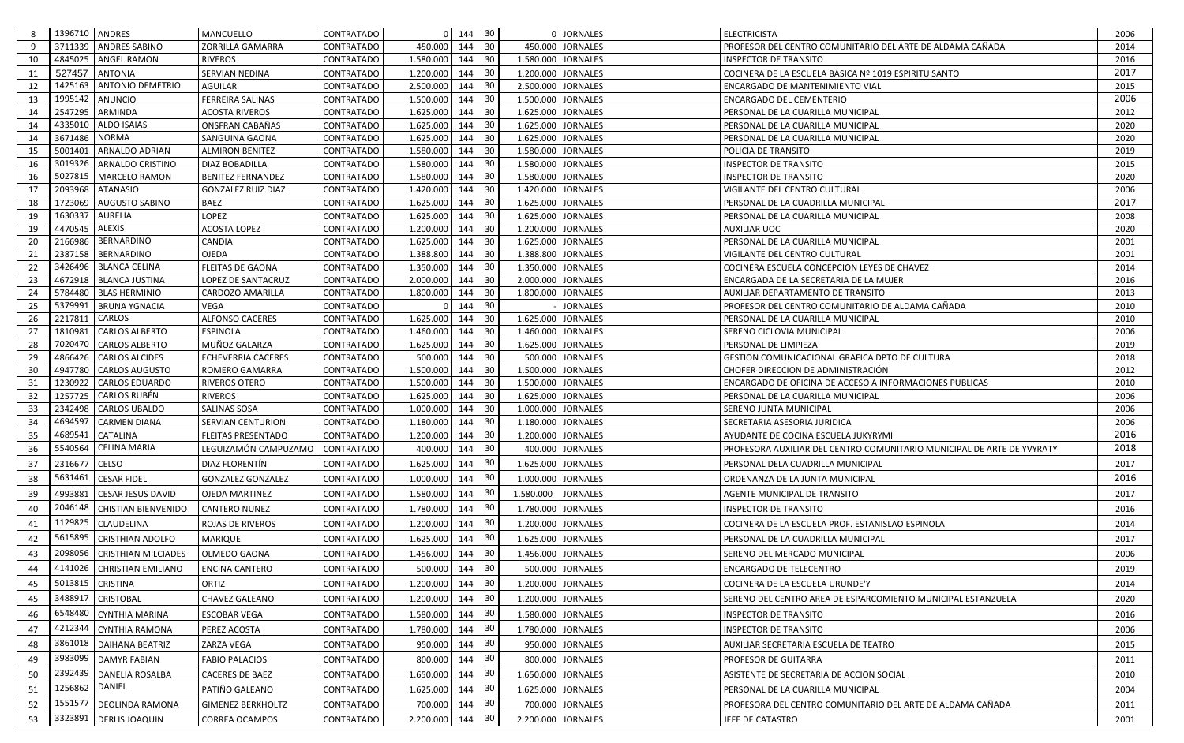| 8 | 1396710 | ANDRES | MANCUELLO | CONTRATADO | 0 | 144 | 30 | 0 | JORNALES | ELECTRICISTA | 2006 |
|---|---|---|---|---|---|---|---|---|---|---|---|
| 9 | 3711339 | ANDRES SABINO | ZORRILLA GAMARRA | CONTRATADO | 450.000 | 144 | 30 | 450.000 | JORNALES | PROFESOR DEL CENTRO COMUNITARIO DEL ARTE DE ALDAMA CAÑADA | 2014 |
| 10 | 4845025 | ANGEL RAMON | RIVEROS | CONTRATADO | 1.580.000 | 144 | 30 | 1.580.000 | JORNALES | INSPECTOR DE TRANSITO | 2016 |
| 11 | 527457 | ANTONIA | SERVIAN NEDINA | CONTRATADO | 1.200.000 | 144 | 30 | 1.200.000 | JORNALES | COCINERA DE LA ESCUELA BÁSICA Nº 1019 ESPIRITU SANTO | 2017 |
| 12 | 1425163 | ANTONIO DEMETRIO | AGUILAR | CONTRATADO | 2.500.000 | 144 | 30 | 2.500.000 | JORNALES | ENCARGADO DE MANTENIMIENTO VIAL | 2015 |
| 13 | 1995142 | ANUNCIO | FERREIRA SALINAS | CONTRATADO | 1.500.000 | 144 | 30 | 1.500.000 | JORNALES | ENCARGADO DEL CEMENTERIO | 2006 |
| 14 | 2547295 | ARMINDA | ACOSTA RIVEROS | CONTRATADO | 1.625.000 | 144 | 30 | 1.625.000 | JORNALES | PERSONAL DE LA CUARILLA MUNICIPAL | 2012 |
| 14 | 4335010 | ALDO ISAIAS | ONSFRAN CABAÑAS | CONTRATADO | 1.625.000 | 144 | 30 | 1.625.000 | JORNALES | PERSONAL DE LA CUARILLA MUNICIPAL | 2020 |
| 14 | 3671486 | NORMA | SANGUINA GAONA | CONTRATADO | 1.625.000 | 144 | 30 | 1.625.000 | JORNALES | PERSONAL DE LA CUARILLA MUNICIPAL | 2020 |
| 15 | 5001401 | ARNALDO ADRIAN | ALMIRON BENITEZ | CONTRATADO | 1.580.000 | 144 | 30 | 1.580.000 | JORNALES | POLICIA DE TRANSITO | 2019 |
| 16 | 3019326 | ARNALDO CRISTINO | DIAZ BOBADILLA | CONTRATADO | 1.580.000 | 144 | 30 | 1.580.000 | JORNALES | INSPECTOR DE TRANSITO | 2015 |
| 16 | 5027815 | MARCELO RAMON | BENITEZ FERNANDEZ | CONTRATADO | 1.580.000 | 144 | 30 | 1.580.000 | JORNALES | INSPECTOR DE TRANSITO | 2020 |
| 17 | 2093968 | ATANASIO | GONZALEZ RUIZ DIAZ | CONTRATADO | 1.420.000 | 144 | 30 | 1.420.000 | JORNALES | VIGILANTE DEL CENTRO CULTURAL | 2006 |
| 18 | 1723069 | AUGUSTO SABINO | BAEZ | CONTRATADO | 1.625.000 | 144 | 30 | 1.625.000 | JORNALES | PERSONAL DE LA CUADRILLA MUNICIPAL | 2017 |
| 19 | 1630337 | AURELIA | LOPEZ | CONTRATADO | 1.625.000 | 144 | 30 | 1.625.000 | JORNALES | PERSONAL DE LA CUARILLA MUNICIPAL | 2008 |
| 19 | 4470545 | ALEXIS | ACOSTA LOPEZ | CONTRATADO | 1.200.000 | 144 | 30 | 1.200.000 | JORNALES | AUXILIAR UOC | 2020 |
| 20 | 2166986 | BERNARDINO | CANDIA | CONTRATADO | 1.625.000 | 144 | 30 | 1.625.000 | JORNALES | PERSONAL DE LA CUARILLA MUNICIPAL | 2001 |
| 21 | 2387158 | BERNARDINO | OJEDA | CONTRATADO | 1.388.800 | 144 | 30 | 1.388.800 | JORNALES | VIGILANTE DEL CENTRO CULTURAL | 2001 |
| 22 | 3426496 | BLANCA CELINA | FLEITAS DE GAONA | CONTRATADO | 1.350.000 | 144 | 30 | 1.350.000 | JORNALES | COCINERA ESCUELA CONCEPCION LEYES DE CHAVEZ | 2014 |
| 23 | 4672918 | BLANCA JUSTINA | LOPEZ DE SANTACRUZ | CONTRATADO | 2.000.000 | 144 | 30 | 2.000.000 | JORNALES | ENCARGADA DE LA SECRETARIA DE LA MUJER | 2016 |
| 24 | 5784480 | BLAS HERMINIO | CARDOZO AMARILLA | CONTRATADO | 1.800.000 | 144 | 30 | 1.800.000 | JORNALES | AUXILIAR DEPARTAMENTO DE TRANSITO | 2013 |
| 25 | 5379991 | BRUNA YGNACIA | VEGA | CONTRATADO | 0 | 144 | 30 | - | JORNALES | PROFESOR DEL CENTRO COMUNITARIO DE ALDAMA CAÑADA | 2010 |
| 26 | 2217811 | CARLOS | ALFONSO CACERES | CONTRATADO | 1.625.000 | 144 | 30 | 1.625.000 | JORNALES | PERSONAL DE LA CUARILLA MUNICIPAL | 2010 |
| 27 | 1810981 | CARLOS ALBERTO | ESPINOLA | CONTRATADO | 1.460.000 | 144 | 30 | 1.460.000 | JORNALES | SERENO CICLOVIA MUNICIPAL | 2006 |
| 28 | 7020470 | CARLOS ALBERTO | MUÑOZ GALARZA | CONTRATADO | 1.625.000 | 144 | 30 | 1.625.000 | JORNALES | PERSONAL DE LIMPIEZA | 2019 |
| 29 | 4866426 | CARLOS ALCIDES | ECHEVERRIA CACERES | CONTRATADO | 500.000 | 144 | 30 | 500.000 | JORNALES | GESTION COMUNICACIONAL GRAFICA DPTO DE CULTURA | 2018 |
| 30 | 4947780 | CARLOS AUGUSTO | ROMERO GAMARRA | CONTRATADO | 1.500.000 | 144 | 30 | 1.500.000 | JORNALES | CHOFER DIRECCION DE ADMINISTRACIÓN | 2012 |
| 31 | 1230922 | CARLOS EDUARDO | RIVEROS OTERO | CONTRATADO | 1.500.000 | 144 | 30 | 1.500.000 | JORNALES | ENCARGADO DE OFICINA DE ACCESO A INFORMACIONES PUBLICAS | 2010 |
| 32 | 1257725 | CARLOS RUBÉN | RIVEROS | CONTRATADO | 1.625.000 | 144 | 30 | 1.625.000 | JORNALES | PERSONAL DE LA CUARILLA MUNICIPAL | 2006 |
| 33 | 2342498 | CARLOS UBALDO | SALINAS SOSA | CONTRATADO | 1.000.000 | 144 | 30 | 1.000.000 | JORNALES | SERENO JUNTA MUNICIPAL | 2006 |
| 34 | 4694597 | CARMEN DIANA | SERVIAN CENTURION | CONTRATADO | 1.180.000 | 144 | 30 | 1.180.000 | JORNALES | SECRETARIA ASESORIA JURIDICA | 2006 |
| 35 | 4689541 | CATALINA | FLEITAS PRESENTADO | CONTRATADO | 1.200.000 | 144 | 30 | 1.200.000 | JORNALES | AYUDANTE DE COCINA ESCUELA JUKYRYMI | 2016 |
| 36 | 5540564 | CELINA MARIA | LEGUIZAMÓN CAMPUZAMO | CONTRATADO | 400.000 | 144 | 30 | 400.000 | JORNALES | PROFESORA AUXILIAR DEL CENTRO COMUNITARIO MUNICIPAL DE ARTE DE YVYRATY | 2018 |
| 37 | 2316677 | CELSO | DIAZ FLORENTÍN | CONTRATADO | 1.625.000 | 144 | 30 | 1.625.000 | JORNALES | PERSONAL DELA CUADRILLA MUNICIPAL | 2017 |
| 38 | 5631461 | CESAR FIDEL | GONZALEZ GONZALEZ | CONTRATADO | 1.000.000 | 144 | 30 | 1.000.000 | JORNALES | ORDENANZA DE LA JUNTA MUNICIPAL | 2016 |
| 39 | 4993881 | CESAR JESUS DAVID | OJEDA MARTINEZ | CONTRATADO | 1.580.000 | 144 | 30 | 1.580.000 | JORNALES | AGENTE MUNICIPAL DE TRANSITO | 2017 |
| 40 | 2046148 | CHISTIAN BIENVENIDO | CANTERO NUNEZ | CONTRATADO | 1.780.000 | 144 | 30 | 1.780.000 | JORNALES | INSPECTOR DE TRANSITO | 2016 |
| 41 | 1129825 | CLAUDELINA | ROJAS DE RIVEROS | CONTRATADO | 1.200.000 | 144 | 30 | 1.200.000 | JORNALES | COCINERA DE LA ESCUELA PROF. ESTANISLAO ESPINOLA | 2014 |
| 42 | 5615895 | CRISTHIAN ADOLFO | MARIQUE | CONTRATADO | 1.625.000 | 144 | 30 | 1.625.000 | JORNALES | PERSONAL DE LA CUADRILLA MUNICIPAL | 2017 |
| 43 | 2098056 | CRISTHIAN MILCIADES | OLMEDO GAONA | CONTRATADO | 1.456.000 | 144 | 30 | 1.456.000 | JORNALES | SERENO DEL MERCADO MUNICIPAL | 2006 |
| 44 | 4141026 | CHRISTIAN EMILIANO | ENCINA CANTERO | CONTRATADO | 500.000 | 144 | 30 | 500.000 | JORNALES | ENCARGADO DE TELECENTRO | 2019 |
| 45 | 5013815 | CRISTINA | ORTIZ | CONTRATADO | 1.200.000 | 144 | 30 | 1.200.000 | JORNALES | COCINERA DE LA ESCUELA URUNDE'Y | 2014 |
| 45 | 3488917 | CRISTOBAL | CHAVEZ GALEANO | CONTRATADO | 1.200.000 | 144 | 30 | 1.200.000 | JORNALES | SERENO DEL CENTRO AREA DE ESPARCOMIENTO MUNICIPAL ESTANZUELA | 2020 |
| 46 | 6548480 | CYNTHIA MARINA | ESCOBAR VEGA | CONTRATADO | 1.580.000 | 144 | 30 | 1.580.000 | JORNALES | INSPECTOR DE TRANSITO | 2016 |
| 47 | 4212344 | CYNTHIA RAMONA | PEREZ ACOSTA | CONTRATADO | 1.780.000 | 144 | 30 | 1.780.000 | JORNALES | INSPECTOR DE TRANSITO | 2006 |
| 48 | 3861018 | DAIHANA BEATRIZ | ZARZA VEGA | CONTRATADO | 950.000 | 144 | 30 | 950.000 | JORNALES | AUXILIAR SECRETARIA ESCUELA DE TEATRO | 2015 |
| 49 | 3983099 | DAMYR FABIAN | FABIO PALACIOS | CONTRATADO | 800.000 | 144 | 30 | 800.000 | JORNALES | PROFESOR DE GUITARRA | 2011 |
| 50 | 2392439 | DANELIA ROSALBA | CACERES DE BAEZ | CONTRATADO | 1.650.000 | 144 | 30 | 1.650.000 | JORNALES | ASISTENTE DE SECRETARIA DE ACCION SOCIAL | 2010 |
| 51 | 1256862 | DANIEL | PATIÑO GALEANO | CONTRATADO | 1.625.000 | 144 | 30 | 1.625.000 | JORNALES | PERSONAL DE LA CUARILLA MUNICIPAL | 2004 |
| 52 | 1551577 | DEOLINDA RAMONA | GIMENEZ BERKHOLTZ | CONTRATADO | 700.000 | 144 | 30 | 700.000 | JORNALES | PROFESORA DEL CENTRO COMUNITARIO DEL ARTE DE ALDAMA CAÑADA | 2011 |
| 53 | 3323891 | DERLIS JOAQUIN | CORREA OCAMPOS | CONTRATADO | 2.200.000 | 144 | 30 | 2.200.000 | JORNALES | JEFE DE CATASTRO | 2001 |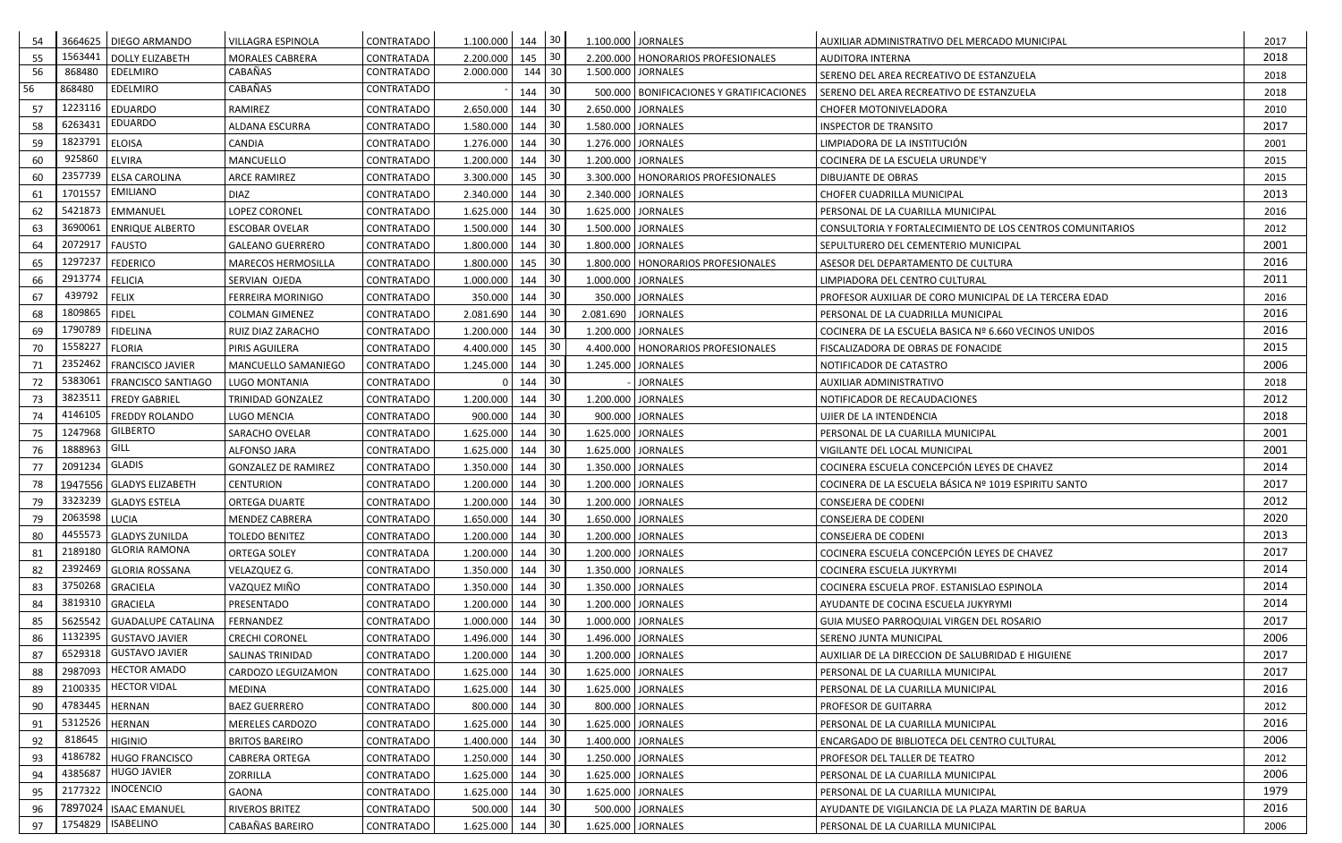| 54 | 3664625 | DIEGO ARMANDO | VILLAGRA ESPINOLA | CONTRATADO | 1.100.000 | 144 | 30 | 1.100.000 | JORNALES | AUXILIAR ADMINISTRATIVO DEL MERCADO MUNICIPAL | 2017 |
|---|---|---|---|---|---|---|---|---|---|---|---|
| 55 | 1563441 | DOLLY ELIZABETH | MORALES CABRERA | CONTRATADA | 2.200.000 | 145 | 30 | 2.200.000 | HONORARIOS PROFESIONALES | AUDITORA INTERNA | 2018 |
| 56 | 868480 | EDELMIRO | CABAÑAS | CONTRATADO | 2.000.000 | 144 | 30 | 1.500.000 | JORNALES | SERENO DEL AREA RECREATIVO DE ESTANZUELA | 2018 |
| 56 | 868480 | EDELMIRO | CABAÑAS | CONTRATADO | - | 144 | 30 | 500.000 | BONIFICACIONES Y GRATIFICACIONES | SERENO DEL AREA RECREATIVO DE ESTANZUELA | 2018 |
| 57 | 1223116 | EDUARDO | RAMIREZ | CONTRATADO | 2.650.000 | 144 | 30 | 2.650.000 | JORNALES | CHOFER MOTONIVELADORA | 2010 |
| 58 | 6263431 | EDUARDO | ALDANA ESCURRA | CONTRATADO | 1.580.000 | 144 | 30 | 1.580.000 | JORNALES | INSPECTOR DE TRANSITO | 2017 |
| 59 | 1823791 | ELOISA | CANDIA | CONTRATADO | 1.276.000 | 144 | 30 | 1.276.000 | JORNALES | LIMPIADORA DE LA INSTITUCIÓN | 2001 |
| 60 | 925860 | ELVIRA | MANCUELLO | CONTRATADO | 1.200.000 | 144 | 30 | 1.200.000 | JORNALES | COCINERA DE LA ESCUELA URUNDE'Y | 2015 |
| 60 | 2357739 | ELSA CAROLINA | ARCE RAMIREZ | CONTRATADO | 3.300.000 | 145 | 30 | 3.300.000 | HONORARIOS PROFESIONALES | DIBUJANTE DE OBRAS | 2015 |
| 61 | 1701557 | EMILIANO | DIAZ | CONTRATADO | 2.340.000 | 144 | 30 | 2.340.000 | JORNALES | CHOFER CUADRILLA MUNICIPAL | 2013 |
| 62 | 5421873 | EMMANUEL | LOPEZ CORONEL | CONTRATADO | 1.625.000 | 144 | 30 | 1.625.000 | JORNALES | PERSONAL DE LA CUARILLA MUNICIPAL | 2016 |
| 63 | 3690061 | ENRIQUE ALBERTO | ESCOBAR OVELAR | CONTRATADO | 1.500.000 | 144 | 30 | 1.500.000 | JORNALES | CONSULTORIA Y FORTALECIMIENTO DE LOS CENTROS COMUNITARIOS | 2012 |
| 64 | 2072917 | FAUSTO | GALEANO GUERRERO | CONTRATADO | 1.800.000 | 144 | 30 | 1.800.000 | JORNALES | SEPULTURERO DEL CEMENTERIO MUNICIPAL | 2001 |
| 65 | 1297237 | FEDERICO | MARECOS HERMOSILLA | CONTRATADO | 1.800.000 | 145 | 30 | 1.800.000 | HONORARIOS PROFESIONALES | ASESOR DEL DEPARTAMENTO DE CULTURA | 2016 |
| 66 | 2913774 | FELICIA | SERVIAN OJEDA | CONTRATADO | 1.000.000 | 144 | 30 | 1.000.000 | JORNALES | LIMPIADORA DEL CENTRO CULTURAL | 2011 |
| 67 | 439792 | FELIX | FERREIRA MORINIGO | CONTRATADO | 350.000 | 144 | 30 | 350.000 | JORNALES | PROFESOR AUXILIAR DE CORO MUNICIPAL DE LA TERCERA EDAD | 2016 |
| 68 | 1809865 | FIDEL | COLMAN GIMENEZ | CONTRATADO | 2.081.690 | 144 | 30 | 2.081.690 | JORNALES | PERSONAL DE LA CUADRILLA MUNICIPAL | 2016 |
| 69 | 1790789 | FIDELINA | RUIZ DIAZ ZARACHO | CONTRATADO | 1.200.000 | 144 | 30 | 1.200.000 | JORNALES | COCINERA DE LA ESCUELA BASICA Nº 6.660 VECINOS UNIDOS | 2016 |
| 70 | 1558227 | FLORIA | PIRIS AGUILERA | CONTRATADO | 4.400.000 | 145 | 30 | 4.400.000 | HONORARIOS PROFESIONALES | FISCALIZADORA DE OBRAS DE FONACIDE | 2015 |
| 71 | 2352462 | FRANCISCO JAVIER | MANCUELLO SAMANIEGO | CONTRATADO | 1.245.000 | 144 | 30 | 1.245.000 | JORNALES | NOTIFICADOR DE CATASTRO | 2006 |
| 72 | 5383061 | FRANCISCO SANTIAGO | LUGO MONTANIA | CONTRATADO | 0 | 144 | 30 | - | JORNALES | AUXILIAR ADMINISTRATIVO | 2018 |
| 73 | 3823511 | FREDY GABRIEL | TRINIDAD GONZALEZ | CONTRATADO | 1.200.000 | 144 | 30 | 1.200.000 | JORNALES | NOTIFICADOR DE RECAUDACIONES | 2012 |
| 74 | 4146105 | FREDDY ROLANDO | LUGO MENCIA | CONTRATADO | 900.000 | 144 | 30 | 900.000 | JORNALES | UJIER DE LA INTENDENCIA | 2018 |
| 75 | 1247968 | GILBERTO | SARACHO OVELAR | CONTRATADO | 1.625.000 | 144 | 30 | 1.625.000 | JORNALES | PERSONAL DE LA CUARILLA MUNICIPAL | 2001 |
| 76 | 1888963 | GILL | ALFONSO JARA | CONTRATADO | 1.625.000 | 144 | 30 | 1.625.000 | JORNALES | VIGILANTE DEL LOCAL MUNICIPAL | 2001 |
| 77 | 2091234 | GLADIS | GONZALEZ DE RAMIREZ | CONTRATADO | 1.350.000 | 144 | 30 | 1.350.000 | JORNALES | COCINERA ESCUELA CONCEPCIÓN LEYES DE CHAVEZ | 2014 |
| 78 | 1947556 | GLADYS ELIZABETH | CENTURION | CONTRATADO | 1.200.000 | 144 | 30 | 1.200.000 | JORNALES | COCINERA DE LA ESCUELA BÁSICA Nº 1019 ESPIRITU SANTO | 2017 |
| 79 | 3323239 | GLADYS ESTELA | ORTEGA DUARTE | CONTRATADO | 1.200.000 | 144 | 30 | 1.200.000 | JORNALES | CONSEJERA DE CODENI | 2012 |
| 79 | 2063598 | LUCIA | MENDEZ CABRERA | CONTRATADO | 1.650.000 | 144 | 30 | 1.650.000 | JORNALES | CONSEJERA DE CODENI | 2020 |
| 80 | 4455573 | GLADYS ZUNILDA | TOLEDO BENITEZ | CONTRATADO | 1.200.000 | 144 | 30 | 1.200.000 | JORNALES | CONSEJERA DE CODENI | 2013 |
| 81 | 2189180 | GLORIA RAMONA | ORTEGA SOLEY | CONTRATADA | 1.200.000 | 144 | 30 | 1.200.000 | JORNALES | COCINERA ESCUELA CONCEPCIÓN LEYES DE CHAVEZ | 2017 |
| 82 | 2392469 | GLORIA ROSSANA | VELAZQUEZ G. | CONTRATADO | 1.350.000 | 144 | 30 | 1.350.000 | JORNALES | COCINERA ESCUELA JUKYRYMI | 2014 |
| 83 | 3750268 | GRACIELA | VAZQUEZ MIÑO | CONTRATADO | 1.350.000 | 144 | 30 | 1.350.000 | JORNALES | COCINERA ESCUELA PROF. ESTANISLAO ESPINOLA | 2014 |
| 84 | 3819310 | GRACIELA | PRESENTADO | CONTRATADO | 1.200.000 | 144 | 30 | 1.200.000 | JORNALES | AYUDANTE DE COCINA ESCUELA JUKYRYMI | 2014 |
| 85 | 5625542 | GUADALUPE CATALINA | FERNANDEZ | CONTRATADO | 1.000.000 | 144 | 30 | 1.000.000 | JORNALES | GUIA MUSEO PARROQUIAL VIRGEN DEL ROSARIO | 2017 |
| 86 | 1132395 | GUSTAVO JAVIER | CRECHI CORONEL | CONTRATADO | 1.496.000 | 144 | 30 | 1.496.000 | JORNALES | SERENO JUNTA MUNICIPAL | 2006 |
| 87 | 6529318 | GUSTAVO JAVIER | SALINAS TRINIDAD | CONTRATADO | 1.200.000 | 144 | 30 | 1.200.000 | JORNALES | AUXILIAR DE LA DIRECCION DE SALUBRIDAD E HIGUIENE | 2017 |
| 88 | 2987093 | HECTOR AMADO | CARDOZO LEGUIZAMON | CONTRATADO | 1.625.000 | 144 | 30 | 1.625.000 | JORNALES | PERSONAL DE LA CUARILLA MUNICIPAL | 2017 |
| 89 | 2100335 | HECTOR VIDAL | MEDINA | CONTRATADO | 1.625.000 | 144 | 30 | 1.625.000 | JORNALES | PERSONAL DE LA CUARILLA MUNICIPAL | 2016 |
| 90 | 4783445 | HERNAN | BAEZ GUERRERO | CONTRATADO | 800.000 | 144 | 30 | 800.000 | JORNALES | PROFESOR DE GUITARRA | 2012 |
| 91 | 5312526 | HERNAN | MERELES CARDOZO | CONTRATADO | 1.625.000 | 144 | 30 | 1.625.000 | JORNALES | PERSONAL DE LA CUARILLA MUNICIPAL | 2016 |
| 92 | 818645 | HIGINIO | BRITOS BAREIRO | CONTRATADO | 1.400.000 | 144 | 30 | 1.400.000 | JORNALES | ENCARGADO DE BIBLIOTECA DEL CENTRO CULTURAL | 2006 |
| 93 | 4186782 | HUGO FRANCISCO | CABRERA ORTEGA | CONTRATADO | 1.250.000 | 144 | 30 | 1.250.000 | JORNALES | PROFESOR DEL TALLER DE TEATRO | 2012 |
| 94 | 4385687 | HUGO JAVIER | ZORRILLA | CONTRATADO | 1.625.000 | 144 | 30 | 1.625.000 | JORNALES | PERSONAL DE LA CUARILLA MUNICIPAL | 2006 |
| 95 | 2177322 | INOCENCIO | GAONA | CONTRATADO | 1.625.000 | 144 | 30 | 1.625.000 | JORNALES | PERSONAL DE LA CUARILLA MUNICIPAL | 1979 |
| 96 | 7897024 | ISAAC EMANUEL | RIVEROS BRITEZ | CONTRATADO | 500.000 | 144 | 30 | 500.000 | JORNALES | AYUDANTE DE VIGILANCIA DE LA PLAZA MARTIN DE BARUA | 2016 |
| 97 | 1754829 | ISABELINO | CABAÑAS BAREIRO | CONTRATADO | 1.625.000 | 144 | 30 | 1.625.000 | JORNALES | PERSONAL DE LA CUARILLA MUNICIPAL | 2006 |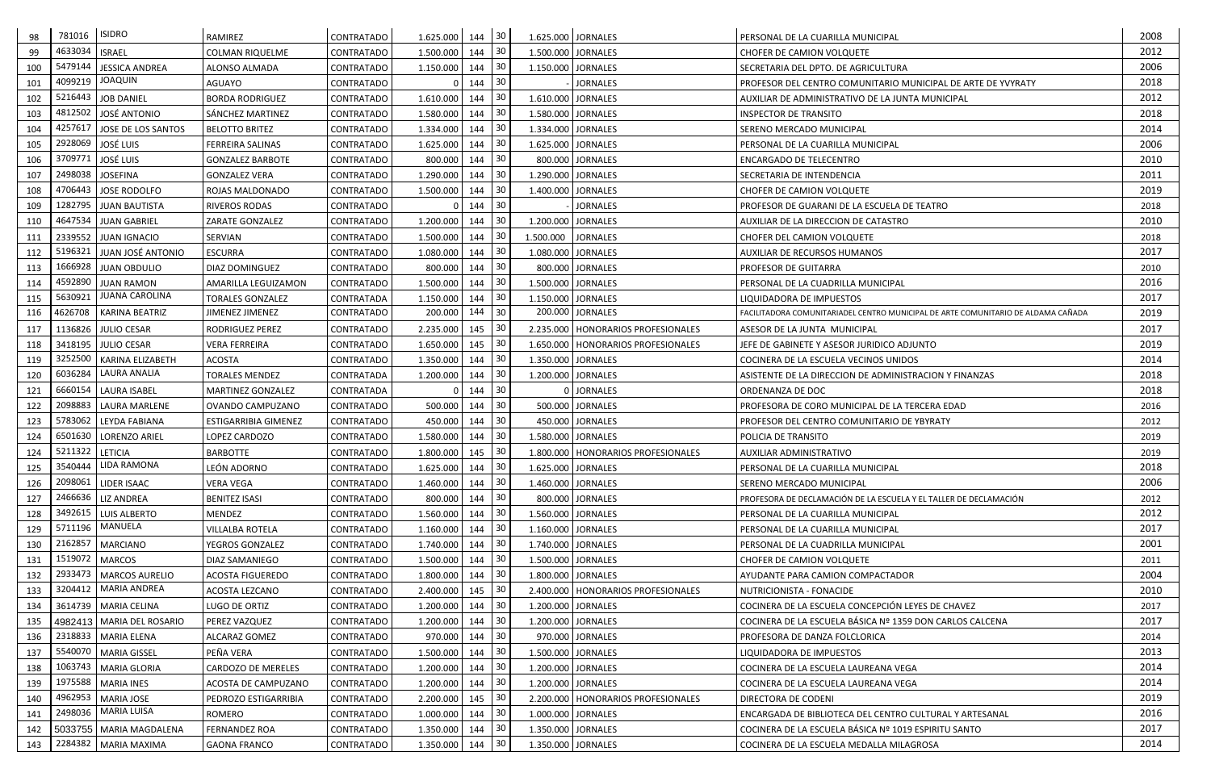| | | | | | | | | | | | |
|---|---|---|---|---|---|---|---|---|---|---|---|
| 98 | 781016 | ISIDRO | RAMIREZ | CONTRATADO | 1.625.000 | 144 | 30 | 1.625.000 | JORNALES | PERSONAL DE LA CUARILLA MUNICIPAL | 2008 |
| 99 | 4633034 | ISRAEL | COLMAN RIQUELME | CONTRATADO | 1.500.000 | 144 | 30 | 1.500.000 | JORNALES | CHOFER DE CAMION VOLQUETE | 2012 |
| 100 | 5479144 | JESSICA ANDREA | ALONSO ALMADA | CONTRATADO | 1.150.000 | 144 | 30 | 1.150.000 | JORNALES | SECRETARIA DEL DPTO. DE AGRICULTURA | 2006 |
| 101 | 4099219 | JOAQUIN | AGUAYO | CONTRATADO | 0 | 144 | 30 | - | JORNALES | PROFESOR DEL CENTRO COMUNITARIO MUNICIPAL DE ARTE DE YVYRATY | 2018 |
| 102 | 5216443 | JOB DANIEL | BORDA RODRIGUEZ | CONTRATADO | 1.610.000 | 144 | 30 | 1.610.000 | JORNALES | AUXILIAR DE ADMINISTRATIVO DE LA JUNTA MUNICIPAL | 2012 |
| 103 | 4812502 | JOSÉ ANTONIO | SÁNCHEZ MARTINEZ | CONTRATADO | 1.580.000 | 144 | 30 | 1.580.000 | JORNALES | INSPECTOR DE TRANSITO | 2018 |
| 104 | 4257617 | JOSE DE LOS SANTOS | BELOTTO BRITEZ | CONTRATADO | 1.334.000 | 144 | 30 | 1.334.000 | JORNALES | SERENO MERCADO MUNICIPAL | 2014 |
| 105 | 2928069 | JOSÉ LUIS | FERREIRA SALINAS | CONTRATADO | 1.625.000 | 144 | 30 | 1.625.000 | JORNALES | PERSONAL DE LA CUARILLA MUNICIPAL | 2006 |
| 106 | 3709771 | JOSÉ LUIS | GONZALEZ BARBOTE | CONTRATADO | 800.000 | 144 | 30 | 800.000 | JORNALES | ENCARGADO DE TELECENTRO | 2010 |
| 107 | 2498038 | JOSEFINA | GONZALEZ VERA | CONTRATADO | 1.290.000 | 144 | 30 | 1.290.000 | JORNALES | SECRETARIA DE INTENDENCIA | 2011 |
| 108 | 4706443 | JOSE RODOLFO | ROJAS MALDONADO | CONTRATADO | 1.500.000 | 144 | 30 | 1.400.000 | JORNALES | CHOFER DE CAMION VOLQUETE | 2019 |
| 109 | 1282795 | JUAN BAUTISTA | RIVEROS RODAS | CONTRATADO | 0 | 144 | 30 | - | JORNALES | PROFESOR DE GUARANI DE LA ESCUELA DE TEATRO | 2018 |
| 110 | 4647534 | JUAN GABRIEL | ZARATE GONZALEZ | CONTRATADO | 1.200.000 | 144 | 30 | 1.200.000 | JORNALES | AUXILIAR DE LA DIRECCION DE CATASTRO | 2010 |
| 111 | 2339552 | JUAN IGNACIO | SERVIAN | CONTRATADO | 1.500.000 | 144 | 30 | 1.500.000 | JORNALES | CHOFER DEL CAMION VOLQUETE | 2018 |
| 112 | 5196321 | JUAN JOSÉ ANTONIO | ESCURRA | CONTRATADO | 1.080.000 | 144 | 30 | 1.080.000 | JORNALES | AUXILIAR DE RECURSOS HUMANOS | 2017 |
| 113 | 1666928 | JUAN OBDULIO | DIAZ DOMINGUEZ | CONTRATADO | 800.000 | 144 | 30 | 800.000 | JORNALES | PROFESOR DE GUITARRA | 2010 |
| 114 | 4592890 | JUAN RAMON | AMARILLA LEGUIZAMON | CONTRATADO | 1.500.000 | 144 | 30 | 1.500.000 | JORNALES | PERSONAL DE LA CUADRILLA MUNICIPAL | 2016 |
| 115 | 5630921 | JUANA CAROLINA | TORALES GONZALEZ | CONTRATADA | 1.150.000 | 144 | 30 | 1.150.000 | JORNALES | LIQUIDADORA DE IMPUESTOS | 2017 |
| 116 | 4626708 | KARINA BEATRIZ | JIMENEZ JIMENEZ | CONTRATADO | 200.000 | 144 | 30 | 200.000 | JORNALES | FACILITADORA COMUNITARIADEL CENTRO MUNICIPAL DE ARTE COMUNITARIO DE ALDAMA CAÑADA | 2019 |
| 117 | 1136826 | JULIO CESAR | RODRIGUEZ PEREZ | CONTRATADO | 2.235.000 | 145 | 30 | 2.235.000 | HONORARIOS PROFESIONALES | ASESOR DE LA JUNTA MUNICIPAL | 2017 |
| 118 | 3418195 | JULIO CESAR | VERA FERREIRA | CONTRATADO | 1.650.000 | 145 | 30 | 1.650.000 | HONORARIOS PROFESIONALES | JEFE DE GABINETE Y ASESOR JURIDICO ADJUNTO | 2019 |
| 119 | 3252500 | KARINA ELIZABETH | ACOSTA | CONTRATADO | 1.350.000 | 144 | 30 | 1.350.000 | JORNALES | COCINERA DE LA ESCUELA VECINOS UNIDOS | 2014 |
| 120 | 6036284 | LAURA ANALIA | TORALES MENDEZ | CONTRATADA | 1.200.000 | 144 | 30 | 1.200.000 | JORNALES | ASISTENTE DE LA DIRECCION DE ADMINISTRACION Y FINANZAS | 2018 |
| 121 | 6660154 | LAURA ISABEL | MARTINEZ GONZALEZ | CONTRATADA | 0 | 144 | 30 | 0 | JORNALES | ORDENANZA DE DOC | 2018 |
| 122 | 2098883 | LAURA MARLENE | OVANDO CAMPUZANO | CONTRATADO | 500.000 | 144 | 30 | 500.000 | JORNALES | PROFESORA DE CORO MUNICIPAL DE LA TERCERA EDAD | 2016 |
| 123 | 5783062 | LEYDA FABIANA | ESTIGARRIBIA GIMENEZ | CONTRATADO | 450.000 | 144 | 30 | 450.000 | JORNALES | PROFESOR DEL CENTRO COMUNITARIO DE YBYRATY | 2012 |
| 124 | 6501630 | LORENZO ARIEL | LOPEZ CARDOZO | CONTRATADO | 1.580.000 | 144 | 30 | 1.580.000 | JORNALES | POLICIA DE TRANSITO | 2019 |
| 124 | 5211322 | LETICIA | BARBOTTE | CONTRATADO | 1.800.000 | 145 | 30 | 1.800.000 | HONORARIOS PROFESIONALES | AUXILIAR ADMINISTRATIVO | 2019 |
| 125 | 3540444 | LIDA RAMONA | LEÓN ADORNO | CONTRATADO | 1.625.000 | 144 | 30 | 1.625.000 | JORNALES | PERSONAL DE LA CUARILLA MUNICIPAL | 2018 |
| 126 | 2098061 | LIDER ISAAC | VERA VEGA | CONTRATADO | 1.460.000 | 144 | 30 | 1.460.000 | JORNALES | SERENO MERCADO MUNICIPAL | 2006 |
| 127 | 2466636 | LIZ ANDREA | BENITEZ ISASI | CONTRATADO | 800.000 | 144 | 30 | 800.000 | JORNALES | PROFESORA DE DECLAMACIÓN DE LA ESCUELA Y EL TALLER DE DECLAMACIÓN | 2012 |
| 128 | 3492615 | LUIS ALBERTO | MENDEZ | CONTRATADO | 1.560.000 | 144 | 30 | 1.560.000 | JORNALES | PERSONAL DE LA CUARILLA MUNICIPAL | 2012 |
| 129 | 5711196 | MANUELA | VILLALBA ROTELA | CONTRATADO | 1.160.000 | 144 | 30 | 1.160.000 | JORNALES | PERSONAL DE LA CUARILLA MUNICIPAL | 2017 |
| 130 | 2162857 | MARCIANO | YEGROS GONZALEZ | CONTRATADO | 1.740.000 | 144 | 30 | 1.740.000 | JORNALES | PERSONAL DE LA CUADRILLA MUNICIPAL | 2001 |
| 131 | 1519072 | MARCOS | DIAZ SAMANIEGO | CONTRATADO | 1.500.000 | 144 | 30 | 1.500.000 | JORNALES | CHOFER DE CAMION VOLQUETE | 2011 |
| 132 | 2933473 | MARCOS AURELIO | ACOSTA FIGUEREDO | CONTRATADO | 1.800.000 | 144 | 30 | 1.800.000 | JORNALES | AYUDANTE PARA CAMION COMPACTADOR | 2004 |
| 133 | 3204412 | MARIA ANDREA | ACOSTA LEZCANO | CONTRATADO | 2.400.000 | 145 | 30 | 2.400.000 | HONORARIOS PROFESIONALES | NUTRICIONISTA - FONACIDE | 2010 |
| 134 | 3614739 | MARIA CELINA | LUGO DE ORTIZ | CONTRATADO | 1.200.000 | 144 | 30 | 1.200.000 | JORNALES | COCINERA DE LA ESCUELA CONCEPCIÓN LEYES DE CHAVEZ | 2017 |
| 135 | 4982413 | MARIA DEL ROSARIO | PEREZ VAZQUEZ | CONTRATADO | 1.200.000 | 144 | 30 | 1.200.000 | JORNALES | COCINERA DE LA ESCUELA BÁSICA Nº 1359 DON CARLOS CALCENA | 2017 |
| 136 | 2318833 | MARIA ELENA | ALCARAZ GOMEZ | CONTRATADO | 970.000 | 144 | 30 | 970.000 | JORNALES | PROFESORA DE DANZA FOLCLORICA | 2014 |
| 137 | 5540070 | MARIA GISSEL | PEÑA VERA | CONTRATADO | 1.500.000 | 144 | 30 | 1.500.000 | JORNALES | LIQUIDADORA DE IMPUESTOS | 2013 |
| 138 | 1063743 | MARIA GLORIA | CARDOZO DE MERELES | CONTRATADO | 1.200.000 | 144 | 30 | 1.200.000 | JORNALES | COCINERA DE LA ESCUELA LAUREANA VEGA | 2014 |
| 139 | 1975588 | MARIA INES | ACOSTA DE CAMPUZANO | CONTRATADO | 1.200.000 | 144 | 30 | 1.200.000 | JORNALES | COCINERA DE LA ESCUELA LAUREANA VEGA | 2014 |
| 140 | 4962953 | MARIA JOSE | PEDROZO ESTIGARRIBIA | CONTRATADO | 2.200.000 | 145 | 30 | 2.200.000 | HONORARIOS PROFESIONALES | DIRECTORA DE CODENI | 2019 |
| 141 | 2498036 | MARIA LUISA | ROMERO | CONTRATADO | 1.000.000 | 144 | 30 | 1.000.000 | JORNALES | ENCARGADA DE BIBLIOTECA DEL CENTRO CULTURAL Y ARTESANAL | 2016 |
| 142 | 5033755 | MARIA MAGDALENA | FERNANDEZ ROA | CONTRATADO | 1.350.000 | 144 | 30 | 1.350.000 | JORNALES | COCINERA DE LA ESCUELA BÁSICA Nº 1019 ESPIRITU SANTO | 2017 |
| 143 | 2284382 | MARIA MAXIMA | GAONA FRANCO | CONTRATADO | 1.350.000 | 144 | 30 | 1.350.000 | JORNALES | COCINERA DE LA ESCUELA MEDALLA MILAGROSA | 2014 |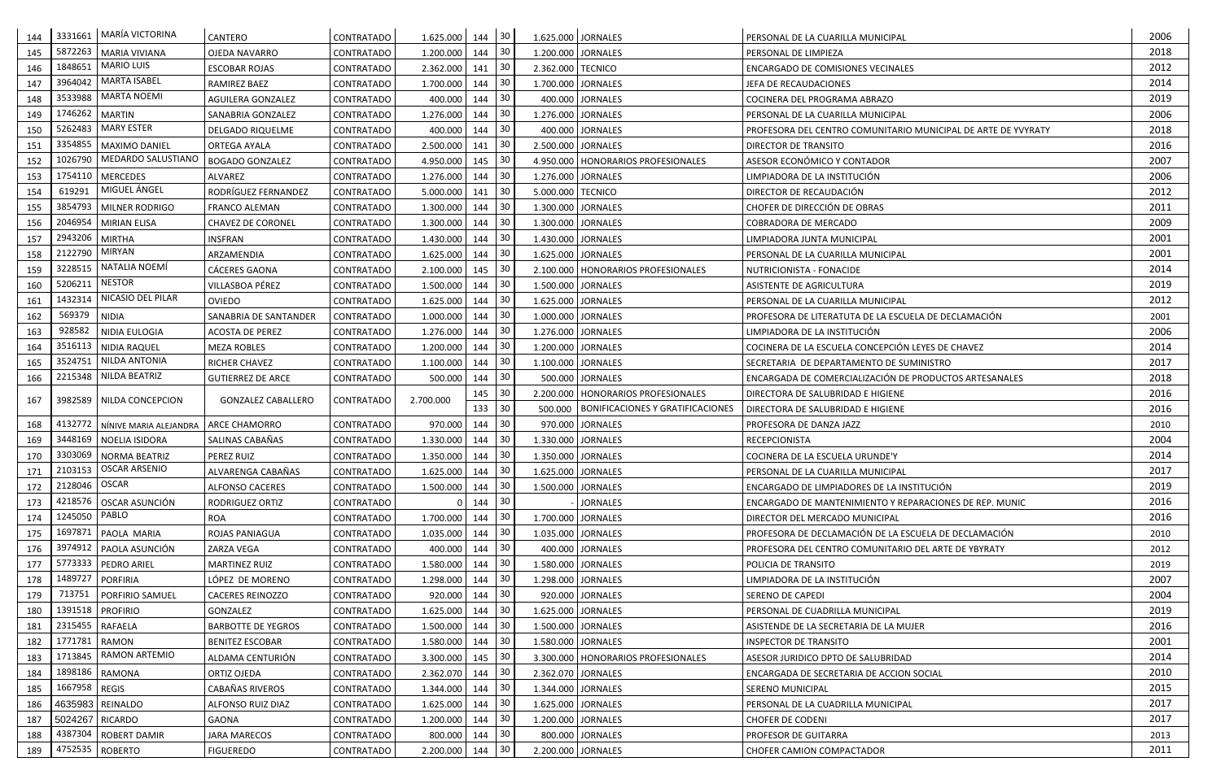| 144 | 3331661 | MARÍA VICTORINA | CANTERO | CONTRATADO | 1.625.000 | 144 | 30 | 1.625.000 | JORNALES | PERSONAL DE LA CUARILLA MUNICIPAL | 2006 |
|---|---|---|---|---|---|---|---|---|---|---|---|
| 145 | 5872263 | MARIA VIVIANA | OJEDA NAVARRO | CONTRATADO | 1.200.000 | 144 | 30 | 1.200.000 | JORNALES | PERSONAL DE LIMPIEZA | 2018 |
| 146 | 1848651 | MARIO LUIS | ESCOBAR ROJAS | CONTRATADO | 2.362.000 | 141 | 30 | 2.362.000 | TECNICO | ENCARGADO DE COMISIONES VECINALES | 2012 |
| 147 | 3964042 | MARTA ISABEL | RAMIREZ BAEZ | CONTRATADO | 1.700.000 | 144 | 30 | 1.700.000 | JORNALES | JEFA DE RECAUDACIONES | 2014 |
| 148 | 3533988 | MARTA NOEMI | AGUILERA GONZALEZ | CONTRATADO | 400.000 | 144 | 30 | 400.000 | JORNALES | COCINERA DEL PROGRAMA ABRAZO | 2019 |
| 149 | 1746262 | MARTIN | SANABRIA GONZALEZ | CONTRATADO | 1.276.000 | 144 | 30 | 1.276.000 | JORNALES | PERSONAL DE LA CUARILLA MUNICIPAL | 2006 |
| 150 | 5262483 | MARY ESTER | DELGADO RIQUELME | CONTRATADO | 400.000 | 144 | 30 | 400.000 | JORNALES | PROFESORA DEL CENTRO COMUNITARIO MUNICIPAL DE ARTE DE YVYRATY | 2018 |
| 151 | 3354855 | MAXIMO DANIEL | ORTEGA AYALA | CONTRATADO | 2.500.000 | 141 | 30 | 2.500.000 | JORNALES | DIRECTOR DE TRANSITO | 2016 |
| 152 | 1026790 | MEDARDO SALUSTIANO | BOGADO GONZALEZ | CONTRATADO | 4.950.000 | 145 | 30 | 4.950.000 | HONORARIOS PROFESIONALES | ASESOR ECONÓMICO Y CONTADOR | 2007 |
| 153 | 1754110 | MERCEDES | ALVAREZ | CONTRATADO | 1.276.000 | 144 | 30 | 1.276.000 | JORNALES | LIMPIADORA DE LA INSTITUCIÓN | 2006 |
| 154 | 619291 | MIGUEL ÁNGEL | RODRÍGUEZ FERNANDEZ | CONTRATADO | 5.000.000 | 141 | 30 | 5.000.000 | TECNICO | DIRECTOR DE RECAUDACIÓN | 2012 |
| 155 | 3854793 | MILNER RODRIGO | FRANCO ALEMAN | CONTRATADO | 1.300.000 | 144 | 30 | 1.300.000 | JORNALES | CHOFER DE DIRECCIÓN DE OBRAS | 2011 |
| 156 | 2046954 | MIRIAN ELISA | CHAVEZ DE CORONEL | CONTRATADO | 1.300.000 | 144 | 30 | 1.300.000 | JORNALES | COBRADORA DE MERCADO | 2009 |
| 157 | 2943206 | MIRTHA | INSFRAN | CONTRATADO | 1.430.000 | 144 | 30 | 1.430.000 | JORNALES | LIMPIADORA JUNTA MUNICIPAL | 2001 |
| 158 | 2122790 | MIRYAN | ARZAMENDIA | CONTRATADO | 1.625.000 | 144 | 30 | 1.625.000 | JORNALES | PERSONAL DE LA CUARILLA MUNICIPAL | 2001 |
| 159 | 3228515 | NATALIA NOEMÍ | CÁCERES GAONA | CONTRATADO | 2.100.000 | 145 | 30 | 2.100.000 | HONORARIOS PROFESIONALES | NUTRICIONISTA - FONACIDE | 2014 |
| 160 | 5206211 | NESTOR | VILLASBOA PÉREZ | CONTRATADO | 1.500.000 | 144 | 30 | 1.500.000 | JORNALES | ASISTENTE DE AGRICULTURA | 2019 |
| 161 | 1432314 | NICASIO DEL PILAR | OVIEDO | CONTRATADO | 1.625.000 | 144 | 30 | 1.625.000 | JORNALES | PERSONAL DE LA CUARILLA MUNICIPAL | 2012 |
| 162 | 569379 | NIDIA | SANABRIA DE SANTANDER | CONTRATADO | 1.000.000 | 144 | 30 | 1.000.000 | JORNALES | PROFESORA DE LITERATUTA DE LA ESCUELA DE DECLAMACIÓN | 2001 |
| 163 | 928582 | NIDIA EULOGIA | ACOSTA DE PEREZ | CONTRATADO | 1.276.000 | 144 | 30 | 1.276.000 | JORNALES | LIMPIADORA DE LA INSTITUCIÓN | 2006 |
| 164 | 3516113 | NIDIA RAQUEL | MEZA ROBLES | CONTRATADO | 1.200.000 | 144 | 30 | 1.200.000 | JORNALES | COCINERA DE LA ESCUELA CONCEPCIÓN LEYES DE CHAVEZ | 2014 |
| 165 | 3524751 | NILDA ANTONIA | RICHER CHAVEZ | CONTRATADO | 1.100.000 | 144 | 30 | 1.100.000 | JORNALES | SECRETARIA DE DEPARTAMENTO DE SUMINISTRO | 2017 |
| 166 | 2215348 | NILDA BEATRIZ | GUTIERREZ DE ARCE | CONTRATADO | 500.000 | 144 | 30 | 500.000 | JORNALES | ENCARGADA DE COMERCIALIZACIÓN DE PRODUCTOS ARTESANALES | 2018 |
| 167 | 3982589 | NILDA CONCEPCION | GONZALEZ CABALLERO | CONTRATADO | 2.700.000 | 145 | 30 | 2.200.000 | HONORARIOS PROFESIONALES | DIRECTORA DE SALUBRIDAD E HIGIENE | 2016 |
| | | | | | | 133 | 30 | 500.000 | BONIFICACIONES Y GRATIFICACIONES | DIRECTORA DE SALUBRIDAD E HIGIENE | 2016 |
| 168 | 4132772 | NÍNIVE MARIA ALEJANDRA | ARCE CHAMORRO | CONTRATADO | 970.000 | 144 | 30 | 970.000 | JORNALES | PROFESORA DE DANZA JAZZ | 2010 |
| 169 | 3448169 | NOELIA ISIDORA | SALINAS CABAÑAS | CONTRATADO | 1.330.000 | 144 | 30 | 1.330.000 | JORNALES | RECEPCIONISTA | 2004 |
| 170 | 3303069 | NORMA BEATRIZ | PEREZ RUIZ | CONTRATADO | 1.350.000 | 144 | 30 | 1.350.000 | JORNALES | COCINERA DE LA ESCUELA URUNDE'Y | 2014 |
| 171 | 2103153 | OSCAR ARSENIO | ALVARENGA CABAÑAS | CONTRATADO | 1.625.000 | 144 | 30 | 1.625.000 | JORNALES | PERSONAL DE LA CUARILLA MUNICIPAL | 2017 |
| 172 | 2128046 | OSCAR | ALFONSO CACERES | CONTRATADO | 1.500.000 | 144 | 30 | 1.500.000 | JORNALES | ENCARGADO DE LIMPIADORES DE LA INSTITUCIÓN | 2019 |
| 173 | 4218576 | OSCAR ASUNCIÓN | RODRIGUEZ ORTIZ | CONTRATADO | 0 | 144 | 30 | - | JORNALES | ENCARGADO DE MANTENIMIENTO Y REPARACIONES DE REP. MUNIC | 2016 |
| 174 | 1245050 | PABLO | ROA | CONTRATADO | 1.700.000 | 144 | 30 | 1.700.000 | JORNALES | DIRECTOR DEL MERCADO MUNICIPAL | 2016 |
| 175 | 1697871 | PAOLA MARIA | ROJAS PANIAGUA | CONTRATADO | 1.035.000 | 144 | 30 | 1.035.000 | JORNALES | PROFESORA DE DECLAMACIÓN DE LA ESCUELA DE DECLAMACIÓN | 2010 |
| 176 | 3974912 | PAOLA ASUNCIÓN | ZARZA VEGA | CONTRATADO | 400.000 | 144 | 30 | 400.000 | JORNALES | PROFESORA DEL CENTRO COMUNITARIO DEL ARTE DE YBYRATY | 2012 |
| 177 | 5773333 | PEDRO ARIEL | MARTINEZ RUIZ | CONTRATADO | 1.580.000 | 144 | 30 | 1.580.000 | JORNALES | POLICIA DE TRANSITO | 2019 |
| 178 | 1489727 | PORFIRIA | LÓPEZ DE MORENO | CONTRATADO | 1.298.000 | 144 | 30 | 1.298.000 | JORNALES | LIMPIADORA DE LA INSTITUCIÓN | 2007 |
| 179 | 713751 | PORFIRIO SAMUEL | CACERES REINOZZO | CONTRATADO | 920.000 | 144 | 30 | 920.000 | JORNALES | SERENO DE CAPEDI | 2004 |
| 180 | 1391518 | PROFIRIO | GONZALEZ | CONTRATADO | 1.625.000 | 144 | 30 | 1.625.000 | JORNALES | PERSONAL DE CUADRILLA MUNICIPAL | 2019 |
| 181 | 2315455 | RAFAELA | BARBOTTE DE YEGROS | CONTRATADO | 1.500.000 | 144 | 30 | 1.500.000 | JORNALES | ASISTENDE DE LA SECRETARIA DE LA MUJER | 2016 |
| 182 | 1771781 | RAMON | BENITEZ ESCOBAR | CONTRATADO | 1.580.000 | 144 | 30 | 1.580.000 | JORNALES | INSPECTOR DE TRANSITO | 2001 |
| 183 | 1713845 | RAMON ARTEMIO | ALDAMA CENTURIÓN | CONTRATADO | 3.300.000 | 145 | 30 | 3.300.000 | HONORARIOS PROFESIONALES | ASESOR JURIDICO DPTO DE SALUBRIDAD | 2014 |
| 184 | 1898186 | RAMONA | ORTIZ OJEDA | CONTRATADO | 2.362.070 | 144 | 30 | 2.362.070 | JORNALES | ENCARGADA DE SECRETARIA DE ACCION SOCIAL | 2010 |
| 185 | 1667958 | REGIS | CABAÑAS RIVEROS | CONTRATADO | 1.344.000 | 144 | 30 | 1.344.000 | JORNALES | SERENO MUNICIPAL | 2015 |
| 186 | 4635983 | REINALDO | ALFONSO RUIZ DIAZ | CONTRATADO | 1.625.000 | 144 | 30 | 1.625.000 | JORNALES | PERSONAL DE LA CUADRILLA MUNICIPAL | 2017 |
| 187 | 5024267 | RICARDO | GAONA | CONTRATADO | 1.200.000 | 144 | 30 | 1.200.000 | JORNALES | CHOFER DE CODENI | 2017 |
| 188 | 4387304 | ROBERT DAMIR | JARA MARECOS | CONTRATADO | 800.000 | 144 | 30 | 800.000 | JORNALES | PROFESOR DE GUITARRA | 2013 |
| 189 | 4752535 | ROBERTO | FIGUEREDO | CONTRATADO | 2.200.000 | 144 | 30 | 2.200.000 | JORNALES | CHOFER CAMION COMPACTADOR | 2011 |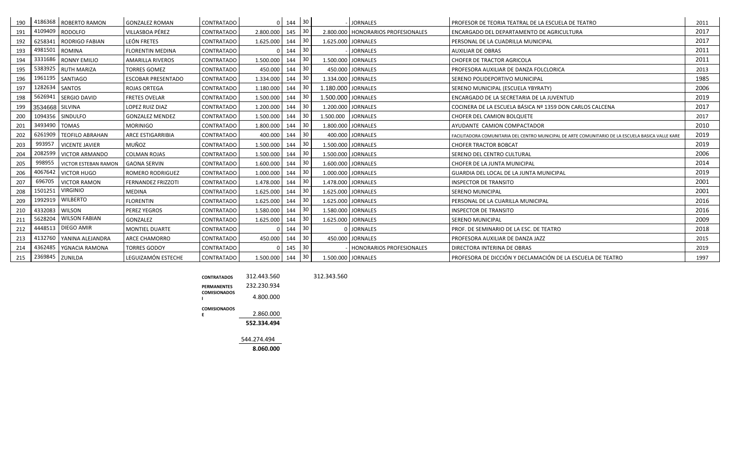| 190 | 4186368 | ROBERTO RAMON | GONZALEZ ROMAN | CONTRATADO | 0 | 144 | 30 | - | JORNALES | PROFESOR DE TEORIA TEATRAL DE LA ESCUELA DE TEATRO | 2011 |
|---|---|---|---|---|---|---|---|---|---|---|---|
| 191 | 4109409 | RODOLFO | VILLASBOA PÉREZ | CONTRATADO | 2.800.000 | 145 | 30 | 2.800.000 | HONORARIOS PROFESIONALES | ENCARGADO DEL DEPARTAMENTO DE AGRICULTURA | 2017 |
| 192 | 6258341 | RODRIGO FABIAN | LEÓN FRETES | CONTRATADO | 1.625.000 | 144 | 30 | 1.625.000 | JORNALES | PERSONAL DE LA CUADRILLA MUNICIPAL | 2017 |
| 193 | 4981501 | ROMINA | FLORENTIN MEDINA | CONTRATADO | 0 | 144 | 30 | - | JORNALES | AUXILIAR DE OBRAS | 2011 |
| 194 | 3331686 | RONNY EMILIO | AMARILLA RIVEROS | CONTRATADO | 1.500.000 | 144 | 30 | 1.500.000 | JORNALES | CHOFER DE TRACTOR AGRICOLA | 2011 |
| 195 | 5383925 | RUTH MARIZA | TORRES GOMEZ | CONTRATADO | 450.000 | 144 | 30 | 450.000 | JORNALES | PROFESORA AUXILIAR DE DANZA FOLCLORICA | 2013 |
| 196 | 1961195 | SANTIAGO | ESCOBAR PRESENTADO | CONTRATADO | 1.334.000 | 144 | 30 | 1.334.000 | JORNALES | SERENO POLIDEPORTIVO MUNICIPAL | 1985 |
| 197 | 1282634 | SANTOS | ROJAS ORTEGA | CONTRATADO | 1.180.000 | 144 | 30 | 1.180.000 | JORNALES | SERENO MUNICIPAL (ESCUELA YBYRATY) | 2006 |
| 198 | 5626941 | SERGIO DAVID | FRETES OVELAR | CONTRATADO | 1.500.000 | 144 | 30 | 1.500.000 | JORNALES | ENCARGADO DE LA SECRETARIA DE LA JUVENTUD | 2019 |
| 199 | 3534668 | SILVINA | LOPEZ RUIZ DIAZ | CONTRATADO | 1.200.000 | 144 | 30 | 1.200.000 | JORNALES | COCINERA DE LA ESCUELA BÁSICA Nº 1359 DON CARLOS CALCENA | 2017 |
| 200 | 1094356 | SINDULFO | GONZALEZ MENDEZ | CONTRATADO | 1.500.000 | 144 | 30 | 1.500.000 | JORNALES | CHOFER DEL CAMION BOLQUETE | 2017 |
| 201 | 3493490 | TOMAS | MORINIGO | CONTRATADO | 1.800.000 | 144 | 30 | 1.800.000 | JORNALES | AYUDANTE CAMION COMPACTADOR | 2010 |
| 202 | 6261909 | TEOFILO ABRAHAN | ARCE ESTIGARRIBIA | CONTRATADO | 400.000 | 144 | 30 | 400.000 | JORNALES | FACILITADORA COMUNITARIA DEL CENTRO MUNICIPAL DE ARTE COMUNITARIO DE LA ESCUELA BASICA VALLE KARE | 2019 |
| 203 | 993957 | VICENTE JAVIER | MUÑOZ | CONTRATADO | 1.500.000 | 144 | 30 | 1.500.000 | JORNALES | CHOFER TRACTOR BOBCAT | 2019 |
| 204 | 2082599 | VICTOR ARMANDO | COLMAN ROJAS | CONTRATADO | 1.500.000 | 144 | 30 | 1.500.000 | JORNALES | SERENO DEL CENTRO CULTURAL | 2006 |
| 205 | 998955 | VICTOR ESTEBAN RAMON | GAONA SERVIN | CONTRATADO | 1.600.000 | 144 | 30 | 1.600.000 | JORNALES | CHOFER DE LA JUNTA MUNICIPAL | 2014 |
| 206 | 4067642 | VICTOR HUGO | ROMERO RODRIGUEZ | CONTRATADO | 1.000.000 | 144 | 30 | 1.000.000 | JORNALES | GUARDIA DEL LOCAL DE LA JUNTA MUNICIPAL | 2019 |
| 207 | 696705 | VICTOR RAMON | FERNANDEZ FRIZZOTI | CONTRATADO | 1.478.000 | 144 | 30 | 1.478.000 | JORNALES | INSPECTOR DE TRANSITO | 2001 |
| 208 | 1501251 | VIRGINIO | MEDINA | CONTRATADO | 1.625.000 | 144 | 30 | 1.625.000 | JORNALES | SERENO MUNICIPAL | 2001 |
| 209 | 1992919 | WILBERTO | FLORENTIN | CONTRATADO | 1.625.000 | 144 | 30 | 1.625.000 | JORNALES | PERSONAL DE LA CUARILLA MUNICIPAL | 2016 |
| 210 | 4332083 | WILSON | PEREZ YEGROS | CONTRATADO | 1.580.000 | 144 | 30 | 1.580.000 | JORNALES | INSPECTOR DE TRANSITO | 2016 |
| 211 | 5628204 | WILSON FABIAN | GONZALEZ | CONTRATADO | 1.625.000 | 144 | 30 | 1.625.000 | JORNALES | SERENO MUNICIPAL | 2009 |
| 212 | 4448513 | DIEGO AMIR | MONTIEL DUARTE | CONTRATADO | 0 | 144 | 30 | 0 | JORNALES | PROF. DE SEMINARIO DE LA ESC. DE TEATRO | 2018 |
| 213 | 4132760 | YANINA ALEJANDRA | ARCE CHAMORRO | CONTRATADO | 450.000 | 144 | 30 | 450.000 | JORNALES | PROFESORA AUXILIAR DE DANZA JAZZ | 2015 |
| 214 | 4362485 | YGNACIA RAMONA | TORRES GODOY | CONTRATADO | 0 | 145 | 30 | - | HONORARIOS PROFESIONALES | DIRECTORA INTERINA DE OBRAS | 2019 |
| 215 | 2369845 | ZUNILDA | LEGUIZAMÓN ESTECHE | CONTRATADO | 1.500.000 | 144 | 30 | 1.500.000 | JORNALES | PROFESORA DE DICCIÓN Y DECLAMACIÓN DE LA ESCUELA DE TEATRO | 1997 |

| | | |
|---|---|---|
| CONTRATADOS | 312.443.560 | 312.343.560 |
| PERMANENTES | 232.230.934 | |
| COMISIONADOS I | 4.800.000 | |
| COMISIONADOS E | 2.860.000 | |
| | **552.334.494** | |
| | 544.274.494 | |
| | **8.060.000** | |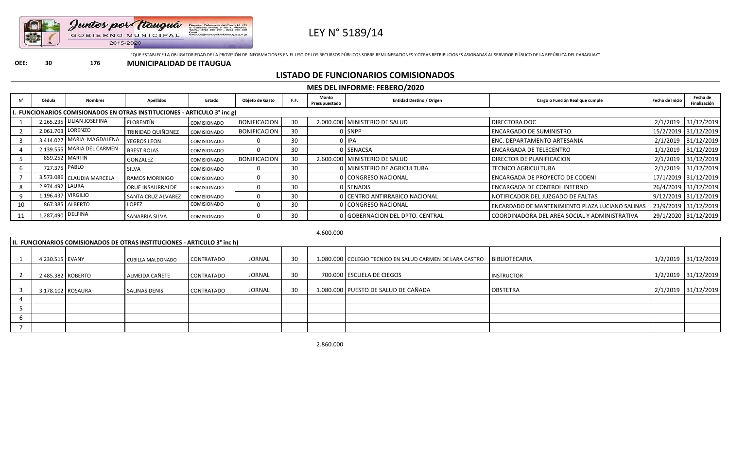Juntos por Itauguá
GOBIERNO MUNICIPAL
2015-2020

# LEY N° 5189/14

"QUE ESTABLECE LA OBLIGATORIEDAD DE LA PROVISIÓN DE INFORMACIONES EN EL USO DE LOS RECURSOS PÚBLICOS SOBRE REMUNERACIONES Y OTRAS RETRIBUCIONES ASIGNADAS AL SERVIDOR PÚBLICO DE LA REPÚBLICA DEL PARAGUAY"

**OEE:** 30 176 **MUNICIPALIDAD DE ITAUGUA**

## LISTADO DE FUNCIONARIOS COMISIONADOS

### MES DEL INFORME: FEBERO/2020

| N° | Cédula | Nombres | Apellidos | Estado | Objeto de Gasto | F.F. | Monto Presupuestado | Entidad Destino / Origen | Cargo o Función Real que cumple | Fecha de Inicio | Fecha de Finalización |
|---|---|---|---|---|---|---|---|---|---|---|---|
| **I. FUNCIONARIOS COMISIONADOS EN OTRAS INSTITUCIONES - ARTICULO 3° inc g)** | | | | | | | | | | | |
| 1 | 2.265.235 | LILIAN JOSEFINA | FLORENTÍN | COMISIONADO | BONIFICACION | 30 | 2.000.000 | MINISTERIO DE SALUD | DIRECTORA DOC | 2/1/2019 | 31/12/2019 |
| 2 | 2.061.703 | LORENZO | TRINIDAD QUIÑONEZ | COMISIONADO | BONIFICACION | 30 | 0 | SNPP | ENCARGADO DE SUMINISTRO | 15/2/2019 | 31/12/2019 |
| 3 | 3.414.027 | MARIA MAGDALENA | YEGROS LEON | COMISIONADO | 0 | 30 | 0 | IPA | ENC. DEPARTAMENTO ARTESANIA | 2/1/2019 | 31/12/2019 |
| 4 | 2.139.555 | MARIA DEL CARMEN | BREST ROJAS | COMISIONADO | 0 | 30 | 0 | SENACSA | ENCARGADA DE TELECENTRO | 1/1/2019 | 31/12/2019 |
| 5 | 859.252 | MARTIN | GONZALEZ | COMISIONADO | BONIFICACION | 30 | 2.600.000 | MINISTERIO DE SALUD | DIRECTOR DE PLANIFICACION | 2/1/2019 | 31/12/2019 |
| 6 | 727.375 | PABLO | SILVA | COMISIONADO | 0 | 30 | 0 | MINISTERIO DE AGRICULTURA | TECNICO AGRICULTURA | 2/1/2019 | 31/12/2019 |
| 7 | 3.573.086 | CLAUDIA MARCELA | RAMOS MORINIGO | COMISIONADO | 0 | 30 | 0 | CONGRESO NACIONAL | ENCARGADA DE PROYECTO DE CODENI | 17/1/2019 | 31/12/2019 |
| 8 | 2.974.492 | LAURA | ORUE INSAURRALDE | COMISIONADO | 0 | 30 | 0 | SENADIS | ENCARGADA DE CONTROL INTERNO | 26/4/2019 | 31/12/2019 |
| 9 | 1.196.437 | VIRGILIO | SANTA CRUZ ALVAREZ | COMISIONADO | 0 | 30 | 0 | CENTRO ANTIRRABICO NACIONAL | NOTIFICADOR DEL JUZGADO DE FALTAS | 9/12/2019 | 31/12/2019 |
| 10 | 867.385 | ALBERTO | LOPEZ | COMISIONADO | 0 | 30 | 0 | CONGRESO NACIONAL | ENCARDADO DE MANTENIMIENTO PLAZA LUCIANO SALINAS | 23/9/2019 | 31/12/2019 |
| 11 | 1,287,490 | DELFINA | SANABRIA SILVA | COMISIONADO | 0 | 30 | 0 | GOBERNACION DEL DPTO. CENTRAL | COORDINADORA DEL AREA SOCIAL Y ADMINISTRATIVA | 29/1/2020 | 31/12/2019 |
| | | | | | | | 4.600.000 | | | | |

| N° | Cédula | Nombres | Apellidos | Estado | Objeto de Gasto | F.F. | Monto Presupuestado | Entidad Destino / Origen | Cargo o Función Real que cumple | Fecha de Inicio | Fecha de Finalización |
|---|---|---|---|---|---|---|---|---|---|---|---|
| **II. FUNCIONARIOS COMISIONADOS DE OTRAS INSTITUCIONES - ARTICULO 3° inc h)** | | | | | | | | | | | |
| 1 | 4.230.515 | EVANY | CUBILLA MALDONADO | CONTRATADO | JORNAL | 30 | 1.080.000 | COLEGIO TECNICO EN SALUD CARMEN DE LARA CASTRO | BIBLIOTECARIA | 1/2/2019 | 31/12/2019 |
| 2 | 2.485.382 | ROBERTO | ALMEIDA CAÑETE | CONTRATADO | JORNAL | 30 | 700.000 | ESCUELA DE CIEGOS | INSTRUCTOR | 1/2/2019 | 31/12/2019 |
| 3 | 3.178.102 | ROSAURA | SALINAS DENIS | CONTRATADO | JORNAL | 30 | 1.080.000 | PUESTO DE SALUD DE CAÑADA | OBSTETRA | 2/1/2019 | 31/12/2019 |
| 4 | | | | | | | | | | | |
| 5 | | | | | | | | | | | |
| 6 | | | | | | | | | | | |
| 7 | | | | | | | | | | | |
| | | | | | | | 2.860.000 | | | | |